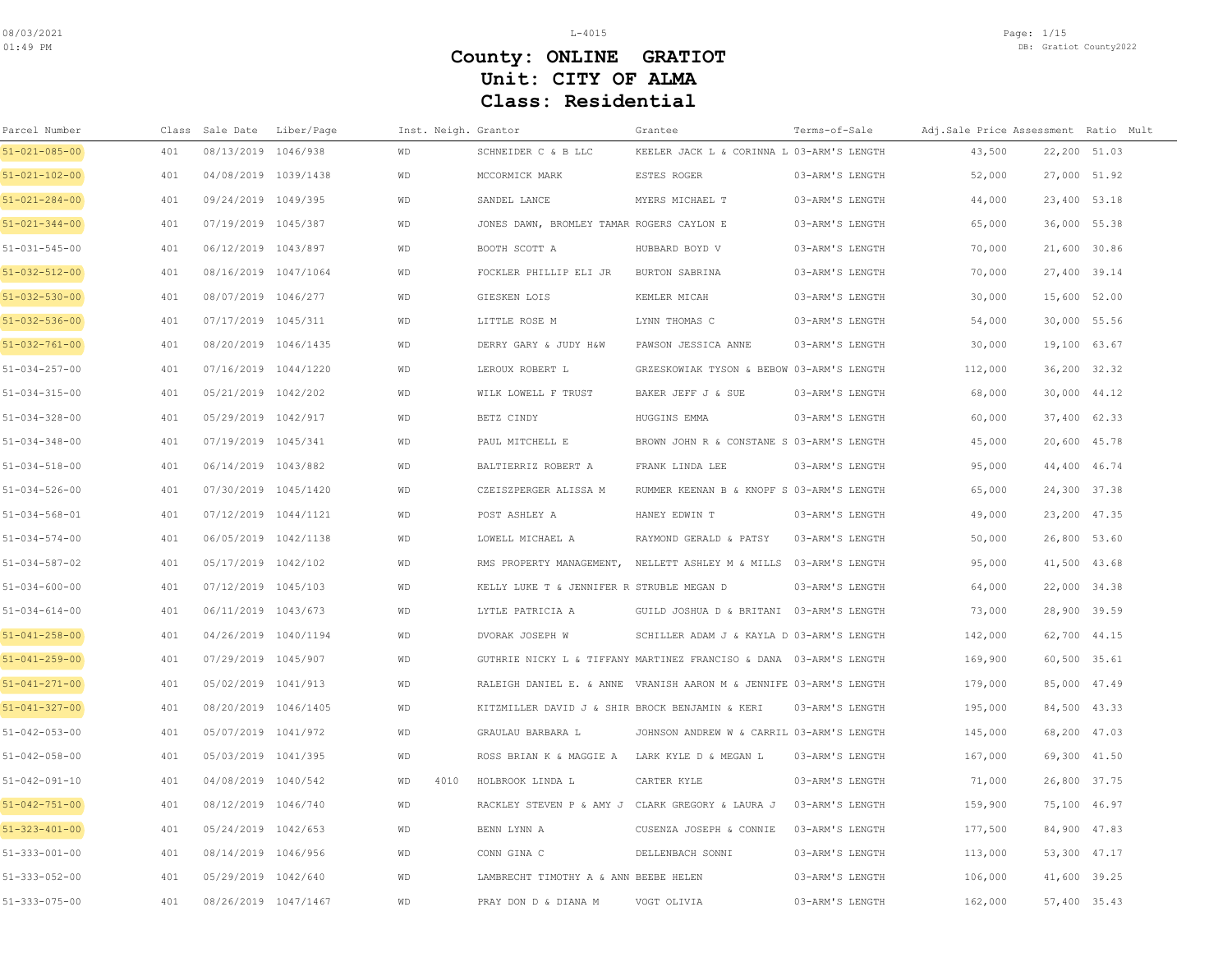# County: ONLINE GRATIOT
# Unit: CITY OF ALMA
# Class: Residential

| Parcel Number | Class | Sale Date | Liber/Page | Inst. | Neigh. | Grantor | Grantee | Terms-of-Sale | Adj.Sale Price | Assessment | Ratio | Mult |
|---|---|---|---|---|---|---|---|---|---|---|---|---|
| 51-021-085-00 | 401 | 08/13/2019 | 1046/938 | WD | | SCHNEIDER C & B LLC | KEELER JACK L & CORINNA L | 03-ARM'S LENGTH | 43,500 | 22,200 | 51.03 | |
| 51-021-102-00 | 401 | 04/08/2019 | 1039/1438 | WD | | MCCORMICK MARK | ESTES ROGER | 03-ARM'S LENGTH | 52,000 | 27,000 | 51.92 | |
| 51-021-284-00 | 401 | 09/24/2019 | 1049/395 | WD | | SANDEL LANCE | MYERS MICHAEL T | 03-ARM'S LENGTH | 44,000 | 23,400 | 53.18 | |
| 51-021-344-00 | 401 | 07/19/2019 | 1045/387 | WD | | JONES DAWN, BROMLEY TAMAR | ROGERS CAYLON E | 03-ARM'S LENGTH | 65,000 | 36,000 | 55.38 | |
| 51-031-545-00 | 401 | 06/12/2019 | 1043/897 | WD | | BOOTH SCOTT A | HUBBARD BOYD V | 03-ARM'S LENGTH | 70,000 | 21,600 | 30.86 | |
| 51-032-512-00 | 401 | 08/16/2019 | 1047/1064 | WD | | FOCKLER PHILLIP ELI JR | BURTON SABRINA | 03-ARM'S LENGTH | 70,000 | 27,400 | 39.14 | |
| 51-032-530-00 | 401 | 08/07/2019 | 1046/277 | WD | | GIESKEN LOIS | KEMLER MICAH | 03-ARM'S LENGTH | 30,000 | 15,600 | 52.00 | |
| 51-032-536-00 | 401 | 07/17/2019 | 1045/311 | WD | | LITTLE ROSE M | LYNN THOMAS C | 03-ARM'S LENGTH | 54,000 | 30,000 | 55.56 | |
| 51-032-761-00 | 401 | 08/20/2019 | 1046/1435 | WD | | DERRY GARY & JUDY H&W | PAWSON JESSICA ANNE | 03-ARM'S LENGTH | 30,000 | 19,100 | 63.67 | |
| 51-034-257-00 | 401 | 07/16/2019 | 1044/1220 | WD | | LEROUX ROBERT L | GRZESKOWIAK TYSON & BEBOW | 03-ARM'S LENGTH | 112,000 | 36,200 | 32.32 | |
| 51-034-315-00 | 401 | 05/21/2019 | 1042/202 | WD | | WILK LOWELL F TRUST | BAKER JEFF J & SUE | 03-ARM'S LENGTH | 68,000 | 30,000 | 44.12 | |
| 51-034-328-00 | 401 | 05/29/2019 | 1042/917 | WD | | BETZ CINDY | HUGGINS EMMA | 03-ARM'S LENGTH | 60,000 | 37,400 | 62.33 | |
| 51-034-348-00 | 401 | 07/19/2019 | 1045/341 | WD | | PAUL MITCHELL E | BROWN JOHN R & CONSTANE S | 03-ARM'S LENGTH | 45,000 | 20,600 | 45.78 | |
| 51-034-518-00 | 401 | 06/14/2019 | 1043/882 | WD | | BALTIERRIZ ROBERT A | FRANK LINDA LEE | 03-ARM'S LENGTH | 95,000 | 44,400 | 46.74 | |
| 51-034-526-00 | 401 | 07/30/2019 | 1045/1420 | WD | | CZEISZPERGER ALISSA M | RUMMER KEENAN B & KNOPF S | 03-ARM'S LENGTH | 65,000 | 24,300 | 37.38 | |
| 51-034-568-01 | 401 | 07/12/2019 | 1044/1121 | WD | | POST ASHLEY A | HANEY EDWIN T | 03-ARM'S LENGTH | 49,000 | 23,200 | 47.35 | |
| 51-034-574-00 | 401 | 06/05/2019 | 1042/1138 | WD | | LOWELL MICHAEL A | RAYMOND GERALD & PATSY | 03-ARM'S LENGTH | 50,000 | 26,800 | 53.60 | |
| 51-034-587-02 | 401 | 05/17/2019 | 1042/102 | WD | | RMS PROPERTY MANAGEMENT, | NELLETT ASHLEY M & MILLS | 03-ARM'S LENGTH | 95,000 | 41,500 | 43.68 | |
| 51-034-600-00 | 401 | 07/12/2019 | 1045/103 | WD | | KELLY LUKE T & JENNIFER R | STRUBLE MEGAN D | 03-ARM'S LENGTH | 64,000 | 22,000 | 34.38 | |
| 51-034-614-00 | 401 | 06/11/2019 | 1043/673 | WD | | LYTLE PATRICIA A | GUILD JOSHUA D & BRITANI | 03-ARM'S LENGTH | 73,000 | 28,900 | 39.59 | |
| 51-041-258-00 | 401 | 04/26/2019 | 1040/1194 | WD | | DVORAK JOSEPH W | SCHILLER ADAM J & KAYLA D | 03-ARM'S LENGTH | 142,000 | 62,700 | 44.15 | |
| 51-041-259-00 | 401 | 07/29/2019 | 1045/907 | WD | | GUTHRIE NICKY L & TIFFANY | MARTINEZ FRANCISO & DANA | 03-ARM'S LENGTH | 169,900 | 60,500 | 35.61 | |
| 51-041-271-00 | 401 | 05/02/2019 | 1041/913 | WD | | RALEIGH DANIEL E. & ANNE | VRANISH AARON M & JENNIFE | 03-ARM'S LENGTH | 179,000 | 85,000 | 47.49 | |
| 51-041-327-00 | 401 | 08/20/2019 | 1046/1405 | WD | | KITZMILLER DAVID J & SHIR | BROCK BENJAMIN & KERI | 03-ARM'S LENGTH | 195,000 | 84,500 | 43.33 | |
| 51-042-053-00 | 401 | 05/07/2019 | 1041/972 | WD | | GRAULAU BARBARA L | JOHNSON ANDREW W & CARRIL | 03-ARM'S LENGTH | 145,000 | 68,200 | 47.03 | |
| 51-042-058-00 | 401 | 05/03/2019 | 1041/395 | WD | | ROSS BRIAN K & MAGGIE A | LARK KYLE D & MEGAN L | 03-ARM'S LENGTH | 167,000 | 69,300 | 41.50 | |
| 51-042-091-10 | 401 | 04/08/2019 | 1040/542 | WD | 4010 | HOLBROOK LINDA L | CARTER KYLE | 03-ARM'S LENGTH | 71,000 | 26,800 | 37.75 | |
| 51-042-751-00 | 401 | 08/12/2019 | 1046/740 | WD | | RACKLEY STEVEN P & AMY J | CLARK GREGORY & LAURA J | 03-ARM'S LENGTH | 159,900 | 75,100 | 46.97 | |
| 51-323-401-00 | 401 | 05/24/2019 | 1042/653 | WD | | BENN LYNN A | CUSENZA JOSEPH & CONNIE | 03-ARM'S LENGTH | 177,500 | 84,900 | 47.83 | |
| 51-333-001-00 | 401 | 08/14/2019 | 1046/956 | WD | | CONN GINA C | DELLENBACH SONNI | 03-ARM'S LENGTH | 113,000 | 53,300 | 47.17 | |
| 51-333-052-00 | 401 | 05/29/2019 | 1042/640 | WD | | LAMBRECHT TIMOTHY A & ANN | BEEBE HELEN | 03-ARM'S LENGTH | 106,000 | 41,600 | 39.25 | |
| 51-333-075-00 | 401 | 08/26/2019 | 1047/1467 | WD | | PRAY DON D & DIANA M | VOGT OLIVIA | 03-ARM'S LENGTH | 162,000 | 57,400 | 35.43 | |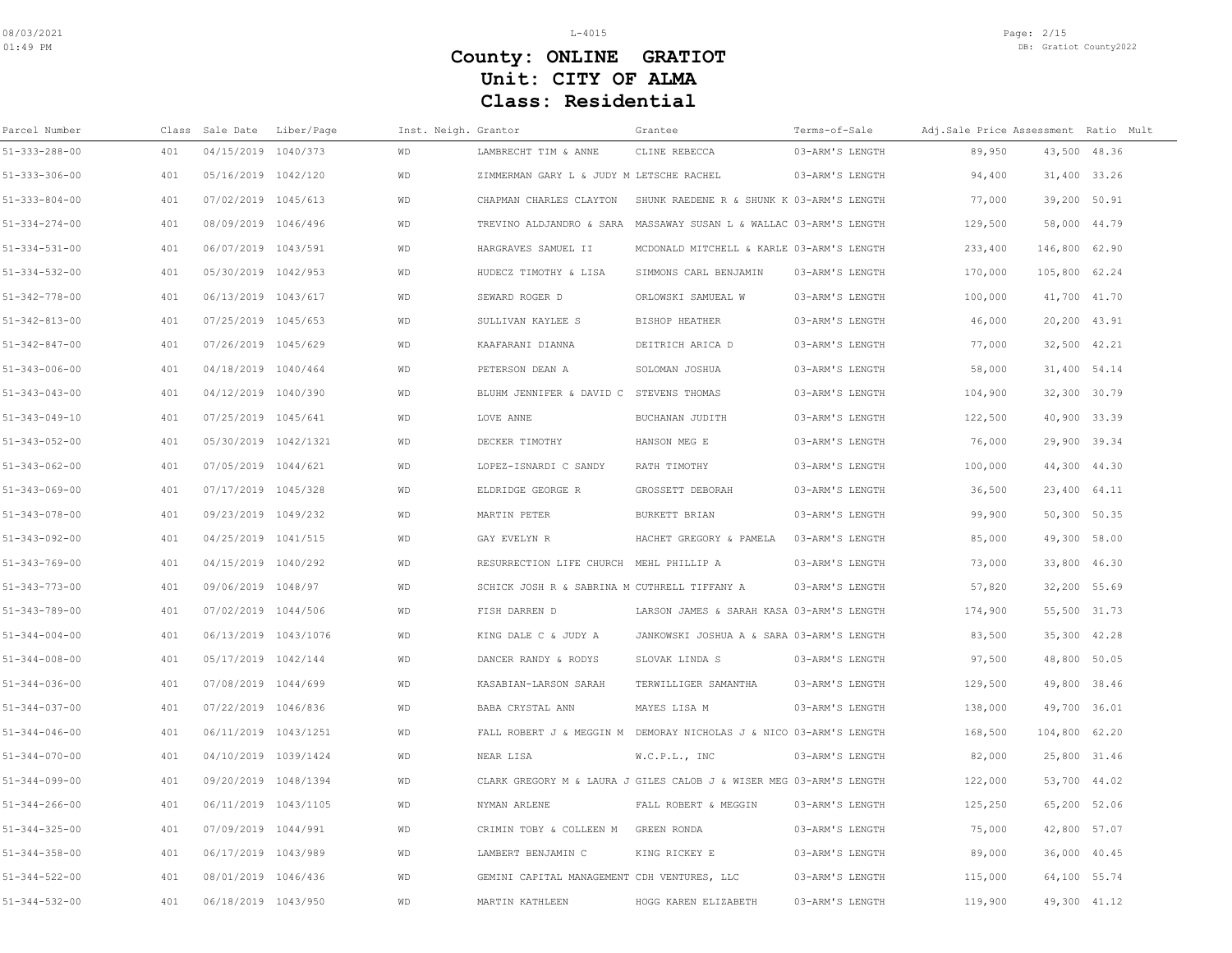# County: ONLINE GRATIOT
# Unit: CITY OF ALMA
# Class: Residential

| Parcel Number | Class | Sale Date | Liber/Page | Inst. | Neigh. | Grantor | Grantee | Terms-of-Sale | Adj.Sale Price | Assessment | Ratio | Mult |
|---|---|---|---|---|---|---|---|---|---|---|---|---|
| 51-333-288-00 | 401 | 04/15/2019 | 1040/373 | WD | | LAMBRECHT TIM & ANNE | CLINE REBECCA | 03-ARM'S LENGTH | 89,950 | 43,500 | 48.36 | |
| 51-333-306-00 | 401 | 05/16/2019 | 1042/120 | WD | | ZIMMERMAN GARY L & JUDY M | LETSCHE RACHEL | 03-ARM'S LENGTH | 94,400 | 31,400 | 33.26 | |
| 51-333-804-00 | 401 | 07/02/2019 | 1045/613 | WD | | CHAPMAN CHARLES CLAYTON | SHUNK RAEDENE R & SHUNK K | 03-ARM'S LENGTH | 77,000 | 39,200 | 50.91 | |
| 51-334-274-00 | 401 | 08/09/2019 | 1046/496 | WD | | TREVINO ALDJANDRO & SARA | MASSAWAY SUSAN L & WALLAC | 03-ARM'S LENGTH | 129,500 | 58,000 | 44.79 | |
| 51-334-531-00 | 401 | 06/07/2019 | 1043/591 | WD | | HARGRAVES SAMUEL II | MCDONALD MITCHELL & KARLE | 03-ARM'S LENGTH | 233,400 | 146,800 | 62.90 | |
| 51-334-532-00 | 401 | 05/30/2019 | 1042/953 | WD | | HUDECZ TIMOTHY & LISA | SIMMONS CARL BENJAMIN | 03-ARM'S LENGTH | 170,000 | 105,800 | 62.24 | |
| 51-342-778-00 | 401 | 06/13/2019 | 1043/617 | WD | | SEWARD ROGER D | ORLOWSKI SAMUEAL W | 03-ARM'S LENGTH | 100,000 | 41,700 | 41.70 | |
| 51-342-813-00 | 401 | 07/25/2019 | 1045/653 | WD | | SULLIVAN KAYLEE S | BISHOP HEATHER | 03-ARM'S LENGTH | 46,000 | 20,200 | 43.91 | |
| 51-342-847-00 | 401 | 07/26/2019 | 1045/629 | WD | | KAAFARANI DIANNA | DEITRICH ARICA D | 03-ARM'S LENGTH | 77,000 | 32,500 | 42.21 | |
| 51-343-006-00 | 401 | 04/18/2019 | 1040/464 | WD | | PETERSON DEAN A | SOLOMAN JOSHUA | 03-ARM'S LENGTH | 58,000 | 31,400 | 54.14 | |
| 51-343-043-00 | 401 | 04/12/2019 | 1040/390 | WD | | BLUHM JENNIFER & DAVID C | STEVENS THOMAS | 03-ARM'S LENGTH | 104,900 | 32,300 | 30.79 | |
| 51-343-049-10 | 401 | 07/25/2019 | 1045/641 | WD | | LOVE ANNE | BUCHANAN JUDITH | 03-ARM'S LENGTH | 122,500 | 40,900 | 33.39 | |
| 51-343-052-00 | 401 | 05/30/2019 | 1042/1321 | WD | | DECKER TIMOTHY | HANSON MEG E | 03-ARM'S LENGTH | 76,000 | 29,900 | 39.34 | |
| 51-343-062-00 | 401 | 07/05/2019 | 1044/621 | WD | | LOPEZ-ISNARDI C SANDY | RATH TIMOTHY | 03-ARM'S LENGTH | 100,000 | 44,300 | 44.30 | |
| 51-343-069-00 | 401 | 07/17/2019 | 1045/328 | WD | | ELDRIDGE GEORGE R | GROSSETT DEBORAH | 03-ARM'S LENGTH | 36,500 | 23,400 | 64.11 | |
| 51-343-078-00 | 401 | 09/23/2019 | 1049/232 | WD | | MARTIN PETER | BURKETT BRIAN | 03-ARM'S LENGTH | 99,900 | 50,300 | 50.35 | |
| 51-343-092-00 | 401 | 04/25/2019 | 1041/515 | WD | | GAY EVELYN R | HACHET GREGORY & PAMELA | 03-ARM'S LENGTH | 85,000 | 49,300 | 58.00 | |
| 51-343-769-00 | 401 | 04/15/2019 | 1040/292 | WD | | RESURRECTION LIFE CHURCH | MEHL PHILLIP A | 03-ARM'S LENGTH | 73,000 | 33,800 | 46.30 | |
| 51-343-773-00 | 401 | 09/06/2019 | 1048/97 | WD | | SCHICK JOSH R & SABRINA M | CUTHRELL TIFFANY A | 03-ARM'S LENGTH | 57,820 | 32,200 | 55.69 | |
| 51-343-789-00 | 401 | 07/02/2019 | 1044/506 | WD | | FISH DARREN D | LARSON JAMES & SARAH KASA | 03-ARM'S LENGTH | 174,900 | 55,500 | 31.73 | |
| 51-344-004-00 | 401 | 06/13/2019 | 1043/1076 | WD | | KING DALE C & JUDY A | JANKOWSKI JOSHUA A & SARA | 03-ARM'S LENGTH | 83,500 | 35,300 | 42.28 | |
| 51-344-008-00 | 401 | 05/17/2019 | 1042/144 | WD | | DANCER RANDY & RODYS | SLOVAK LINDA S | 03-ARM'S LENGTH | 97,500 | 48,800 | 50.05 | |
| 51-344-036-00 | 401 | 07/08/2019 | 1044/699 | WD | | KASABIAN-LARSON SARAH | TERWILLIGER SAMANTHA | 03-ARM'S LENGTH | 129,500 | 49,800 | 38.46 | |
| 51-344-037-00 | 401 | 07/22/2019 | 1046/836 | WD | | BABA CRYSTAL ANN | MAYES LISA M | 03-ARM'S LENGTH | 138,000 | 49,700 | 36.01 | |
| 51-344-046-00 | 401 | 06/11/2019 | 1043/1251 | WD | | FALL ROBERT J & MEGGIN M | DEMORAY NICHOLAS J & NICO | 03-ARM'S LENGTH | 168,500 | 104,800 | 62.20 | |
| 51-344-070-00 | 401 | 04/10/2019 | 1039/1424 | WD | | NEAR LISA | W.C.P.L., INC | 03-ARM'S LENGTH | 82,000 | 25,800 | 31.46 | |
| 51-344-099-00 | 401 | 09/20/2019 | 1048/1394 | WD | | CLARK GREGORY M & LAURA J | GILES CALOB J & WISER MEG | 03-ARM'S LENGTH | 122,000 | 53,700 | 44.02 | |
| 51-344-266-00 | 401 | 06/11/2019 | 1043/1105 | WD | | NYMAN ARLENE | FALL ROBERT & MEGGIN | 03-ARM'S LENGTH | 125,250 | 65,200 | 52.06 | |
| 51-344-325-00 | 401 | 07/09/2019 | 1044/991 | WD | | CRIMIN TOBY & COLLEEN M | GREEN RONDA | 03-ARM'S LENGTH | 75,000 | 42,800 | 57.07 | |
| 51-344-358-00 | 401 | 06/17/2019 | 1043/989 | WD | | LAMBERT BENJAMIN C | KING RICKEY E | 03-ARM'S LENGTH | 89,000 | 36,000 | 40.45 | |
| 51-344-522-00 | 401 | 08/01/2019 | 1046/436 | WD | | GEMINI CAPITAL MANAGEMENT | CDH VENTURES, LLC | 03-ARM'S LENGTH | 115,000 | 64,100 | 55.74 | |
| 51-344-532-00 | 401 | 06/18/2019 | 1043/950 | WD | | MARTIN KATHLEEN | HOGG KAREN ELIZABETH | 03-ARM'S LENGTH | 119,900 | 49,300 | 41.12 | |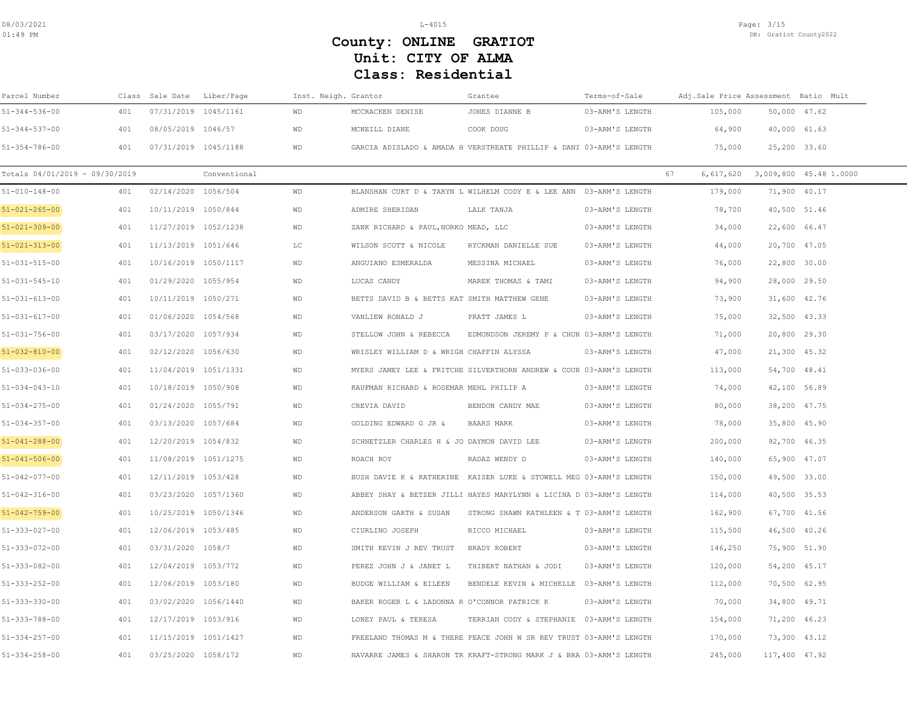# County: ONLINE GRATIOT
## Unit: CITY OF ALMA
## Class: Residential

| Parcel Number | Class | Sale Date | Liber/Page | Inst. | Neigh. | Grantor | Grantee | Terms-of-Sale | | Adj.Sale Price | Assessment | Ratio | Mult |
|---|---|---|---|---|---|---|---|---|---|---|---|---|---|
| 51-344-536-00 | 401 | 07/31/2019 | 1045/1161 | WD | | MCCRACKEN DENISE | JONES DIANNE B | 03-ARM'S LENGTH | | 105,000 | 50,000 | 47.62 | |
| 51-344-537-00 | 401 | 08/05/2019 | 1046/57 | WD | | MCNEILL DIANE | COOK DOUG | 03-ARM'S LENGTH | | 64,900 | 40,000 | 61.63 | |
| 51-354-786-00 | 401 | 07/31/2019 | 1045/1188 | WD | | GARCIA ADISLADO & AMADA H | VERSTREATE PHILLIP & DANI | 03-ARM'S LENGTH | | 75,000 | 25,200 | 33.60 | |
| Totals 04/01/2019 - 09/30/2019 | | | Conventional | | | | | | 67 | 6,617,620 | 3,009,800 | 45.48 | 1.0000 |
| 51-010-148-00 | 401 | 02/14/2020 | 1056/504 | WD | | BLANSHAN CURT D & TARYN L | WILHELM CODY E & LEE ANN | 03-ARM'S LENGTH | | 179,000 | 71,900 | 40.17 | |
| 51-021-265-00 | 401 | 10/11/2019 | 1050/844 | WD | | ADMIRE SHERIDAN | LALK TANJA | 03-ARM'S LENGTH | | 78,700 | 40,500 | 51.46 | |
| 51-021-309-00 | 401 | 11/27/2019 | 1052/1238 | WD | | ZANK RICHARD & PAUL,NORKO | MEAD, LLC | 03-ARM'S LENGTH | | 34,000 | 22,600 | 66.47 | |
| 51-021-313-00 | 401 | 11/13/2019 | 1051/646 | LC | | WILSON SCOTT & NICOLE | RYCKMAN DANIELLE SUE | 03-ARM'S LENGTH | | 44,000 | 20,700 | 47.05 | |
| 51-031-515-00 | 401 | 10/16/2019 | 1050/1117 | WD | | ANGUIANO ESMERALDA | MESSINA MICHAEL | 03-ARM'S LENGTH | | 76,000 | 22,800 | 30.00 | |
| 51-031-545-10 | 401 | 01/29/2020 | 1055/954 | WD | | LUCAS CANDY | MAREK THOMAS & TAMI | 03-ARM'S LENGTH | | 94,900 | 28,000 | 29.50 | |
| 51-031-613-00 | 401 | 10/11/2019 | 1050/271 | WD | | BETTS DAVID B & BETTS KAT | SMITH MATTHEW GENE | 03-ARM'S LENGTH | | 73,900 | 31,600 | 42.76 | |
| 51-031-617-00 | 401 | 01/06/2020 | 1054/568 | WD | | VANLIEW RONALD J | PRATT JAMES L | 03-ARM'S LENGTH | | 75,000 | 32,500 | 43.33 | |
| 51-031-756-00 | 401 | 03/17/2020 | 1057/934 | WD | | STELLOW JOHN & REBECCA | EDMONDSON JEREMY P & CHUR | 03-ARM'S LENGTH | | 71,000 | 20,800 | 29.30 | |
| 51-032-810-00 | 401 | 02/12/2020 | 1056/630 | WD | | WRISLEY WILLIAM D & WRIGH | CHAFFIN ALYSSA | 03-ARM'S LENGTH | | 47,000 | 21,300 | 45.32 | |
| 51-033-036-00 | 401 | 11/04/2019 | 1051/1331 | WD | | MYERS JAMEY LEE & FRITCHE | SILVERTHORN ANDREW & COUR | 03-ARM'S LENGTH | | 113,000 | 54,700 | 48.41 | |
| 51-034-043-10 | 401 | 10/18/2019 | 1050/908 | WD | | KAUFMAN RICHARD & ROSEMAR | MEHL PHILIP A | 03-ARM'S LENGTH | | 74,000 | 42,100 | 56.89 | |
| 51-034-275-00 | 401 | 01/24/2020 | 1055/791 | WD | | CREVIA DAVID | BENDON CANDY MAE | 03-ARM'S LENGTH | | 80,000 | 38,200 | 47.75 | |
| 51-034-357-00 | 401 | 03/13/2020 | 1057/684 | WD | | GOLDING EDWARD G JR & | BAARS MARK | 03-ARM'S LENGTH | | 78,000 | 35,800 | 45.90 | |
| 51-041-288-00 | 401 | 12/20/2019 | 1054/832 | WD | | SCHNETZLER CHARLES H & JO | DAYMON DAVID LEE | 03-ARM'S LENGTH | | 200,000 | 92,700 | 46.35 | |
| 51-041-506-00 | 401 | 11/08/2019 | 1051/1275 | WD | | ROACH ROY | RADAZ WENDY D | 03-ARM'S LENGTH | | 140,000 | 65,900 | 47.07 | |
| 51-042-077-00 | 401 | 12/11/2019 | 1053/428 | WD | | BUSH DAVIE K & KATHERINE | KAISER LUKE & STOWELL MEG | 03-ARM'S LENGTH | | 150,000 | 49,500 | 33.00 | |
| 51-042-316-00 | 401 | 03/23/2020 | 1057/1360 | WD | | ABBEY SHAY & BETZER JILLI | HAYES MARYLYNN & LICINA D | 03-ARM'S LENGTH | | 114,000 | 40,500 | 35.53 | |
| 51-042-759-00 | 401 | 10/25/2019 | 1050/1346 | WD | | ANDERSON GARTH & SUSAN | STRONG SHAWN KATHLEEN & T | 03-ARM'S LENGTH | | 162,900 | 67,700 | 41.56 | |
| 51-333-027-00 | 401 | 12/06/2019 | 1053/485 | WD | | CIURLINO JOSEPH | RICCO MICHAEL | 03-ARM'S LENGTH | | 115,500 | 46,500 | 40.26 | |
| 51-333-072-00 | 401 | 03/31/2020 | 1058/7 | WD | | SMITH KEVIN J REV TRUST | BRADY ROBERT | 03-ARM'S LENGTH | | 146,250 | 75,900 | 51.90 | |
| 51-333-082-00 | 401 | 12/04/2019 | 1053/772 | WD | | PEREZ JOHN J & JANET L | THIBERT NATHAN & JODI | 03-ARM'S LENGTH | | 120,000 | 54,200 | 45.17 | |
| 51-333-252-00 | 401 | 12/06/2019 | 1053/180 | WD | | BUDGE WILLIAM & EILEEN | BENDELE KEVIN & MICHELLE | 03-ARM'S LENGTH | | 112,000 | 70,500 | 62.95 | |
| 51-333-330-00 | 401 | 03/02/2020 | 1056/1440 | WD | | BAKER ROGER L & LADONNA R | O'CONNOR PATRICK K | 03-ARM'S LENGTH | | 70,000 | 34,800 | 49.71 | |
| 51-333-788-00 | 401 | 12/17/2019 | 1053/916 | WD | | LONEY PAUL & TERESA | TERRIAN CODY & STEPHANIE | 03-ARM'S LENGTH | | 154,000 | 71,200 | 46.23 | |
| 51-334-257-00 | 401 | 11/15/2019 | 1051/1427 | WD | | FREELAND THOMAS M & THERE | PEACE JOHN W SR REV TRUST | 03-ARM'S LENGTH | | 170,000 | 73,300 | 43.12 | |
| 51-334-258-00 | 401 | 03/25/2020 | 1058/172 | WD | | NAVARRE JAMES & SHARON TR | KRAFT-STRONG MARK J & BRA | 03-ARM'S LENGTH | | 245,000 | 117,400 | 47.92 | |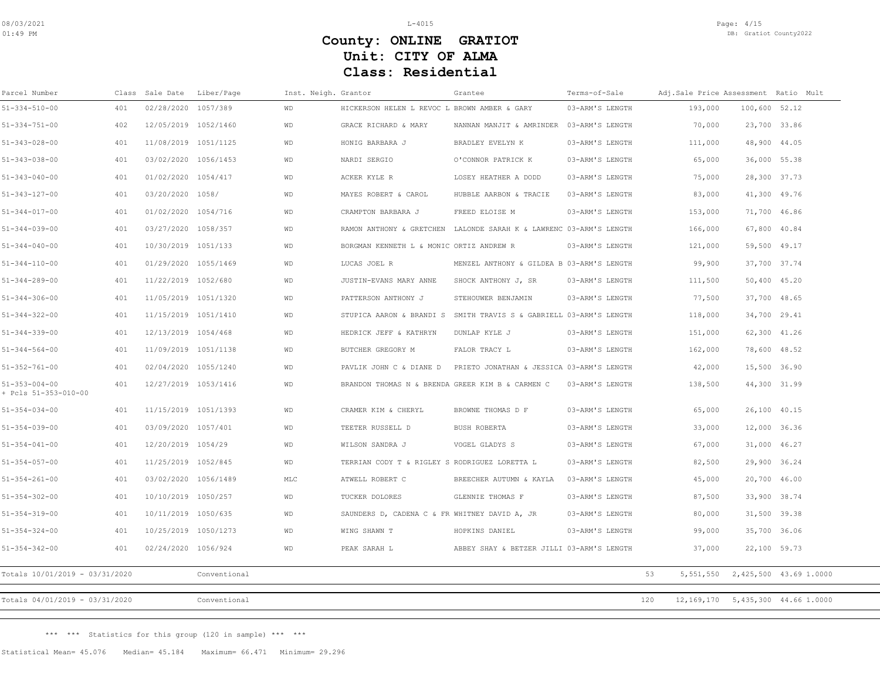# County: ONLINE GRATIOT
# Unit: CITY OF ALMA
# Class: Residential

| Parcel Number | Class | Sale Date | Liber/Page | Inst. | Neigh. | Grantor | Grantee | Terms-of-Sale | Adj.Sale Price | Assessment | Ratio | Mult |
|---|---|---|---|---|---|---|---|---|---|---|---|---|
| 51-334-510-00 | 401 | 02/28/2020 | 1057/389 | WD | | HICKERSON HELEN L REVOC L | BROWN AMBER & GARY | 03-ARM'S LENGTH | 193,000 | 100,600 | 52.12 | |
| 51-334-751-00 | 402 | 12/05/2019 | 1052/1460 | WD | | GRACE RICHARD & MARY | NANNAN MANJIT & AMRINDER | 03-ARM'S LENGTH | 70,000 | 23,700 | 33.86 | |
| 51-343-028-00 | 401 | 11/08/2019 | 1051/1125 | WD | | HONIG BARBARA J | BRADLEY EVELYN K | 03-ARM'S LENGTH | 111,000 | 48,900 | 44.05 | |
| 51-343-038-00 | 401 | 03/02/2020 | 1056/1453 | WD | | NARDI SERGIO | O'CONNOR PATRICK K | 03-ARM'S LENGTH | 65,000 | 36,000 | 55.38 | |
| 51-343-040-00 | 401 | 01/02/2020 | 1054/417 | WD | | ACKER KYLE R | LOSEY HEATHER A DODD | 03-ARM'S LENGTH | 75,000 | 28,300 | 37.73 | |
| 51-343-127-00 | 401 | 03/20/2020 | 1058/ | WD | | MAYES ROBERT & CAROL | HUBBLE AARBON & TRACIE | 03-ARM'S LENGTH | 83,000 | 41,300 | 49.76 | |
| 51-344-017-00 | 401 | 01/02/2020 | 1054/716 | WD | | CRAMPTON BARBARA J | FREED ELOISE M | 03-ARM'S LENGTH | 153,000 | 71,700 | 46.86 | |
| 51-344-039-00 | 401 | 03/27/2020 | 1058/357 | WD | | RAMON ANTHONY & GRETCHEN | LALONDE SARAH K & LAWRENC | 03-ARM'S LENGTH | 166,000 | 67,800 | 40.84 | |
| 51-344-040-00 | 401 | 10/30/2019 | 1051/133 | WD | | BORGMAN KENNETH L & MONIC | ORTIZ ANDREW R | 03-ARM'S LENGTH | 121,000 | 59,500 | 49.17 | |
| 51-344-110-00 | 401 | 01/29/2020 | 1055/1469 | WD | | LUCAS JOEL R | MENZEL ANTHONY & GILDEA B | 03-ARM'S LENGTH | 99,900 | 37,700 | 37.74 | |
| 51-344-289-00 | 401 | 11/22/2019 | 1052/680 | WD | | JUSTIN-EVANS MARY ANNE | SHOCK ANTHONY J, SR | 03-ARM'S LENGTH | 111,500 | 50,400 | 45.20 | |
| 51-344-306-00 | 401 | 11/05/2019 | 1051/1320 | WD | | PATTERSON ANTHONY J | STEHOUWER BENJAMIN | 03-ARM'S LENGTH | 77,500 | 37,700 | 48.65 | |
| 51-344-322-00 | 401 | 11/15/2019 | 1051/1410 | WD | | STUPICA AARON & BRANDI S | SMITH TRAVIS S & GABRIELL | 03-ARM'S LENGTH | 118,000 | 34,700 | 29.41 | |
| 51-344-339-00 | 401 | 12/13/2019 | 1054/468 | WD | | HEDRICK JEFF & KATHRYN | DUNLAP KYLE J | 03-ARM'S LENGTH | 151,000 | 62,300 | 41.26 | |
| 51-344-564-00 | 401 | 11/09/2019 | 1051/1138 | WD | | BUTCHER GREGORY M | FALOR TRACY L | 03-ARM'S LENGTH | 162,000 | 78,600 | 48.52 | |
| 51-352-761-00 | 401 | 02/04/2020 | 1055/1240 | WD | | PAVLIK JOHN C & DIANE D | PRIETO JONATHAN & JESSICA | 03-ARM'S LENGTH | 42,000 | 15,500 | 36.90 | |
| 51-353-004-00 + Pcls 51-353-010-00 | 401 | 12/27/2019 | 1053/1416 | WD | | BRANDON THOMAS N & BRENDA | GREER KIM B & CARMEN C | 03-ARM'S LENGTH | 138,500 | 44,300 | 31.99 | |
| 51-354-034-00 | 401 | 11/15/2019 | 1051/1393 | WD | | CRAMER KIM & CHERYL | BROWNE THOMAS D F | 03-ARM'S LENGTH | 65,000 | 26,100 | 40.15 | |
| 51-354-039-00 | 401 | 03/09/2020 | 1057/401 | WD | | TEETER RUSSELL D | BUSH ROBERTA | 03-ARM'S LENGTH | 33,000 | 12,000 | 36.36 | |
| 51-354-041-00 | 401 | 12/20/2019 | 1054/29 | WD | | WILSON SANDRA J | VOGEL GLADYS S | 03-ARM'S LENGTH | 67,000 | 31,000 | 46.27 | |
| 51-354-057-00 | 401 | 11/25/2019 | 1052/845 | WD | | TERRIAN CODY T & RIGLEY S | RODRIGUEZ LORETTA L | 03-ARM'S LENGTH | 82,500 | 29,900 | 36.24 | |
| 51-354-261-00 | 401 | 03/02/2020 | 1056/1489 | MLC | | ATWELL ROBERT C | BREECHER AUTUMN & KAYLA | 03-ARM'S LENGTH | 45,000 | 20,700 | 46.00 | |
| 51-354-302-00 | 401 | 10/10/2019 | 1050/257 | WD | | TUCKER DOLORES | GLENNIE THOMAS F | 03-ARM'S LENGTH | 87,500 | 33,900 | 38.74 | |
| 51-354-319-00 | 401 | 10/11/2019 | 1050/635 | WD | | SAUNDERS D, CADENA C & FR | WHITNEY DAVID A, JR | 03-ARM'S LENGTH | 80,000 | 31,500 | 39.38 | |
| 51-354-324-00 | 401 | 10/25/2019 | 1050/1273 | WD | | WING SHAWN T | HOPKINS DANIEL | 03-ARM'S LENGTH | 99,000 | 35,700 | 36.06 | |
| 51-354-342-00 | 401 | 02/24/2020 | 1056/924 | WD | | PEAK SARAH L | ABBEY SHAY & BETZER JILLI | 03-ARM'S LENGTH | 37,000 | 22,100 | 59.73 | |
| Totals 10/01/2019 - 03/31/2020 | | | Conventional | | | | | 53 | 5,551,550 | 2,425,500 | 43.69 | 1.0000 |
| Totals 04/01/2019 - 03/31/2020 | | | Conventional | | | | | 120 | 12,169,170 | 5,435,300 | 44.66 | 1.0000 |

\*\*\* \*\*\* Statistics for this group (120 in sample) \*\*\* \*\*\*

Statistical Mean= 45.076 Median= 45.184 Maximum= 66.471 Minimum= 29.296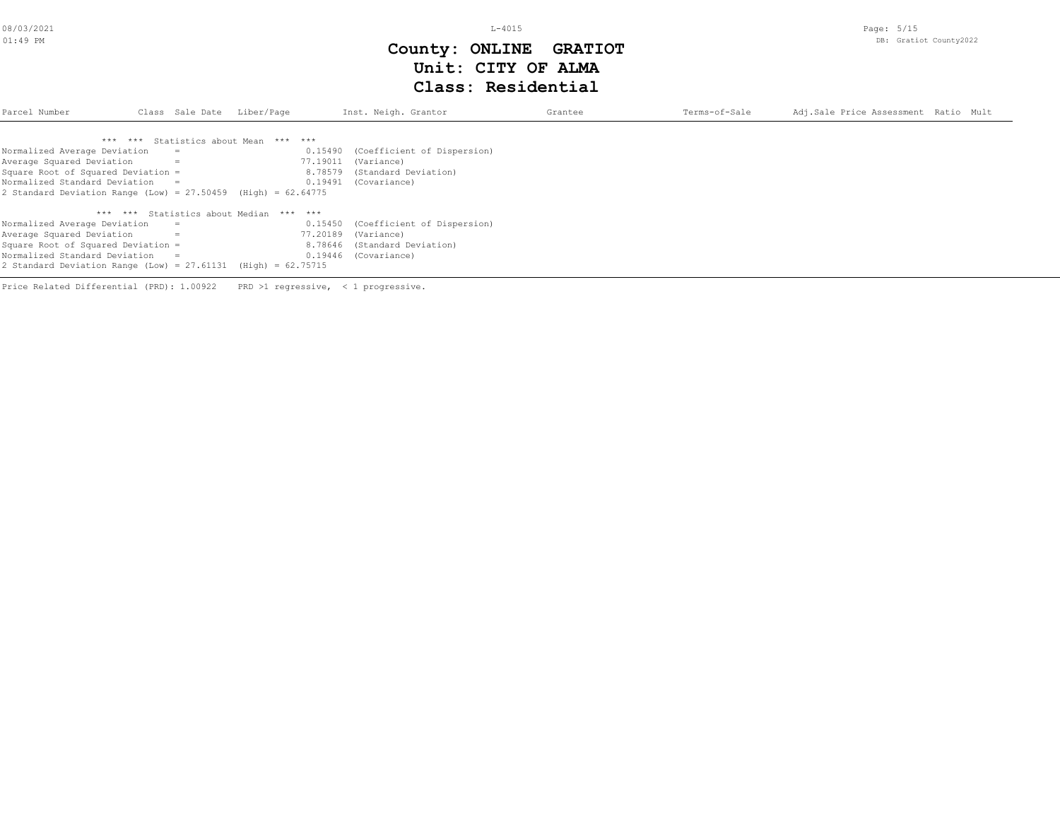# County: ONLINE GRATIOT
## Unit: CITY OF ALMA
## Class: Residential

| Parcel Number | Class | Sale Date | Liber/Page | Inst. | Neigh. | Grantor | Grantee | Terms-of-Sale | Adj.Sale Price | Assessment | Ratio | Mult |
|---|---|---|---|---|---|---|---|---|---|---|---|---|

*** *** Statistics about Mean *** ***

Normalized Average Deviation = 0.15490 (Coefficient of Dispersion)
Average Squared Deviation = 77.19011 (Variance)
Square Root of Squared Deviation = 8.78579 (Standard Deviation)
Normalized Standard Deviation = 0.19491 (Covariance)
2 Standard Deviation Range (Low) = 27.50459 (High) = 62.64775

*** *** Statistics about Median *** ***

Normalized Average Deviation = 0.15450 (Coefficient of Dispersion)
Average Squared Deviation = 77.20189 (Variance)
Square Root of Squared Deviation = 8.78646 (Standard Deviation)
Normalized Standard Deviation = 0.19446 (Covariance)
2 Standard Deviation Range (Low) = 27.61131 (High) = 62.75715

Price Related Differential (PRD): 1.00922 PRD >1 regressive, < 1 progressive.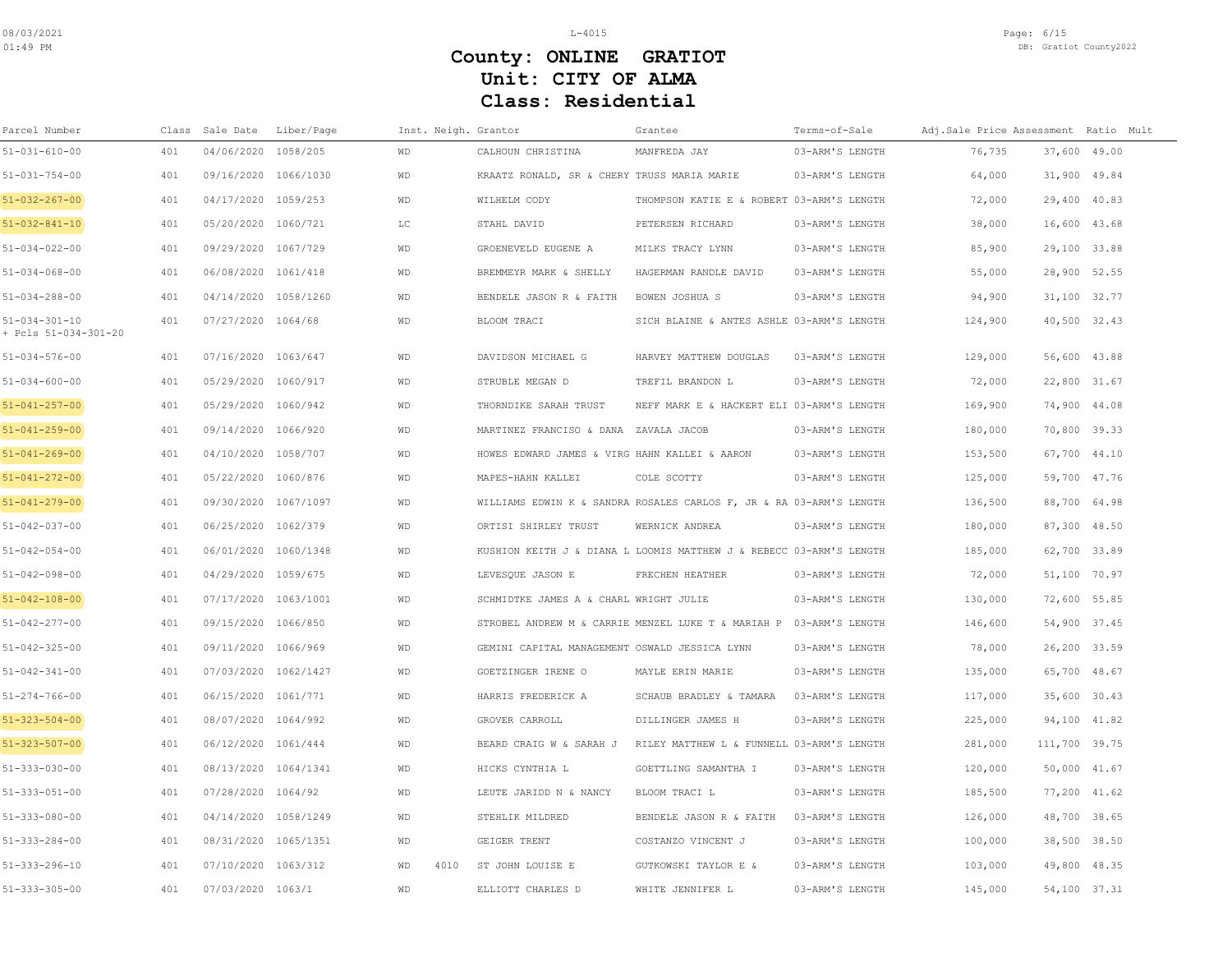# County: ONLINE GRATIOT
# Unit: CITY OF ALMA
# Class: Residential

| Parcel Number | Class | Sale Date | Liber/Page | Inst. | Neigh. | Grantor | Grantee | Terms-of-Sale | Adj.Sale Price | Assessment | Ratio | Mult |
|---|---|---|---|---|---|---|---|---|---|---|---|---|
| 51-031-610-00 | 401 | 04/06/2020 | 1058/205 | WD | | CALHOUN CHRISTINA | MANFREDA JAY | 03-ARM'S LENGTH | 76,735 | 37,600 | 49.00 | |
| 51-031-754-00 | 401 | 09/16/2020 | 1066/1030 | WD | | KRAATZ RONALD, SR & CHERY | TRUSS MARIA MARIE | 03-ARM'S LENGTH | 64,000 | 31,900 | 49.84 | |
| 51-032-267-00 | 401 | 04/17/2020 | 1059/253 | WD | | WILHELM CODY | THOMPSON KATIE E & ROBERT | 03-ARM'S LENGTH | 72,000 | 29,400 | 40.83 | |
| 51-032-841-10 | 401 | 05/20/2020 | 1060/721 | LC | | STAHL DAVID | PETERSEN RICHARD | 03-ARM'S LENGTH | 38,000 | 16,600 | 43.68 | |
| 51-034-022-00 | 401 | 09/29/2020 | 1067/729 | WD | | GROENEVELD EUGENE A | MILKS TRACY LYNN | 03-ARM'S LENGTH | 85,900 | 29,100 | 33.88 | |
| 51-034-068-00 | 401 | 06/08/2020 | 1061/418 | WD | | BREMMEYR MARK & SHELLY | HAGERMAN RANDLE DAVID | 03-ARM'S LENGTH | 55,000 | 28,900 | 52.55 | |
| 51-034-288-00 | 401 | 04/14/2020 | 1058/1260 | WD | | BENDELE JASON R & FAITH | BOWEN JOSHUA S | 03-ARM'S LENGTH | 94,900 | 31,100 | 32.77 | |
| 51-034-301-10 + Pcls 51-034-301-20 | 401 | 07/27/2020 | 1064/68 | WD | | BLOOM TRACI | SICH BLAINE & ANTES ASHLE | 03-ARM'S LENGTH | 124,900 | 40,500 | 32.43 | |
| 51-034-576-00 | 401 | 07/16/2020 | 1063/647 | WD | | DAVIDSON MICHAEL G | HARVEY MATTHEW DOUGLAS | 03-ARM'S LENGTH | 129,000 | 56,600 | 43.88 | |
| 51-034-600-00 | 401 | 05/29/2020 | 1060/917 | WD | | STRUBLE MEGAN D | TREFIL BRANDON L | 03-ARM'S LENGTH | 72,000 | 22,800 | 31.67 | |
| 51-041-257-00 | 401 | 05/29/2020 | 1060/942 | WD | | THORNDIKE SARAH TRUST | NEFF MARK E & HACKERT ELI | 03-ARM'S LENGTH | 169,900 | 74,900 | 44.08 | |
| 51-041-259-00 | 401 | 09/14/2020 | 1066/920 | WD | | MARTINEZ FRANCISO & DANA | ZAVALA JACOB | 03-ARM'S LENGTH | 180,000 | 70,800 | 39.33 | |
| 51-041-269-00 | 401 | 04/10/2020 | 1058/707 | WD | | HOWES EDWARD JAMES & VIRG | HAHN KALLEI & AARON | 03-ARM'S LENGTH | 153,500 | 67,700 | 44.10 | |
| 51-041-272-00 | 401 | 05/22/2020 | 1060/876 | WD | | MAPES-HAHN KALLEI | COLE SCOTTY | 03-ARM'S LENGTH | 125,000 | 59,700 | 47.76 | |
| 51-041-279-00 | 401 | 09/30/2020 | 1067/1097 | WD | | WILLIAMS EDWIN K & SANDRA | ROSALES CARLOS F, JR & RA | 03-ARM'S LENGTH | 136,500 | 88,700 | 64.98 | |
| 51-042-037-00 | 401 | 06/25/2020 | 1062/379 | WD | | ORTISI SHIRLEY TRUST | WERNICK ANDREA | 03-ARM'S LENGTH | 180,000 | 87,300 | 48.50 | |
| 51-042-054-00 | 401 | 06/01/2020 | 1060/1348 | WD | | KUSHION KEITH J & DIANA L | LOOMIS MATTHEW J & REBECC | 03-ARM'S LENGTH | 185,000 | 62,700 | 33.89 | |
| 51-042-098-00 | 401 | 04/29/2020 | 1059/675 | WD | | LEVESQUE JASON E | FRECHEN HEATHER | 03-ARM'S LENGTH | 72,000 | 51,100 | 70.97 | |
| 51-042-108-00 | 401 | 07/17/2020 | 1063/1001 | WD | | SCHMIDTKE JAMES A & CHARL | WRIGHT JULIE | 03-ARM'S LENGTH | 130,000 | 72,600 | 55.85 | |
| 51-042-277-00 | 401 | 09/15/2020 | 1066/850 | WD | | STROBEL ANDREW M & CARRIE | MENZEL LUKE T & MARIAH P | 03-ARM'S LENGTH | 146,600 | 54,900 | 37.45 | |
| 51-042-325-00 | 401 | 09/11/2020 | 1066/969 | WD | | GEMINI CAPITAL MANAGEMENT | OSWALD JESSICA LYNN | 03-ARM'S LENGTH | 78,000 | 26,200 | 33.59 | |
| 51-042-341-00 | 401 | 07/03/2020 | 1062/1427 | WD | | GOETZINGER IRENE O | MAYLE ERIN MARIE | 03-ARM'S LENGTH | 135,000 | 65,700 | 48.67 | |
| 51-274-766-00 | 401 | 06/15/2020 | 1061/771 | WD | | HARRIS FREDERICK A | SCHAUB BRADLEY & TAMARA | 03-ARM'S LENGTH | 117,000 | 35,600 | 30.43 | |
| 51-323-504-00 | 401 | 08/07/2020 | 1064/992 | WD | | GROVER CARROLL | DILLINGER JAMES H | 03-ARM'S LENGTH | 225,000 | 94,100 | 41.82 | |
| 51-323-507-00 | 401 | 06/12/2020 | 1061/444 | WD | | BEARD CRAIG W & SARAH J | RILEY MATTHEW L & FUNNELL | 03-ARM'S LENGTH | 281,000 | 111,700 | 39.75 | |
| 51-333-030-00 | 401 | 08/13/2020 | 1064/1341 | WD | | HICKS CYNTHIA L | GOETTLING SAMANTHA I | 03-ARM'S LENGTH | 120,000 | 50,000 | 41.67 | |
| 51-333-051-00 | 401 | 07/28/2020 | 1064/92 | WD | | LEUTE JARIDD N & NANCY | BLOOM TRACI L | 03-ARM'S LENGTH | 185,500 | 77,200 | 41.62 | |
| 51-333-080-00 | 401 | 04/14/2020 | 1058/1249 | WD | | STEHLIK MILDRED | BENDELE JASON R & FAITH | 03-ARM'S LENGTH | 126,000 | 48,700 | 38.65 | |
| 51-333-284-00 | 401 | 08/31/2020 | 1065/1351 | WD | | GEIGER TRENT | COSTANZO VINCENT J | 03-ARM'S LENGTH | 100,000 | 38,500 | 38.50 | |
| 51-333-296-10 | 401 | 07/10/2020 | 1063/312 | WD | 4010 | ST JOHN LOUISE E | GUTKOWSKI TAYLOR E & | 03-ARM'S LENGTH | 103,000 | 49,800 | 48.35 | |
| 51-333-305-00 | 401 | 07/03/2020 | 1063/1 | WD | | ELLIOTT CHARLES D | WHITE JENNIFER L | 03-ARM'S LENGTH | 145,000 | 54,100 | 37.31 | |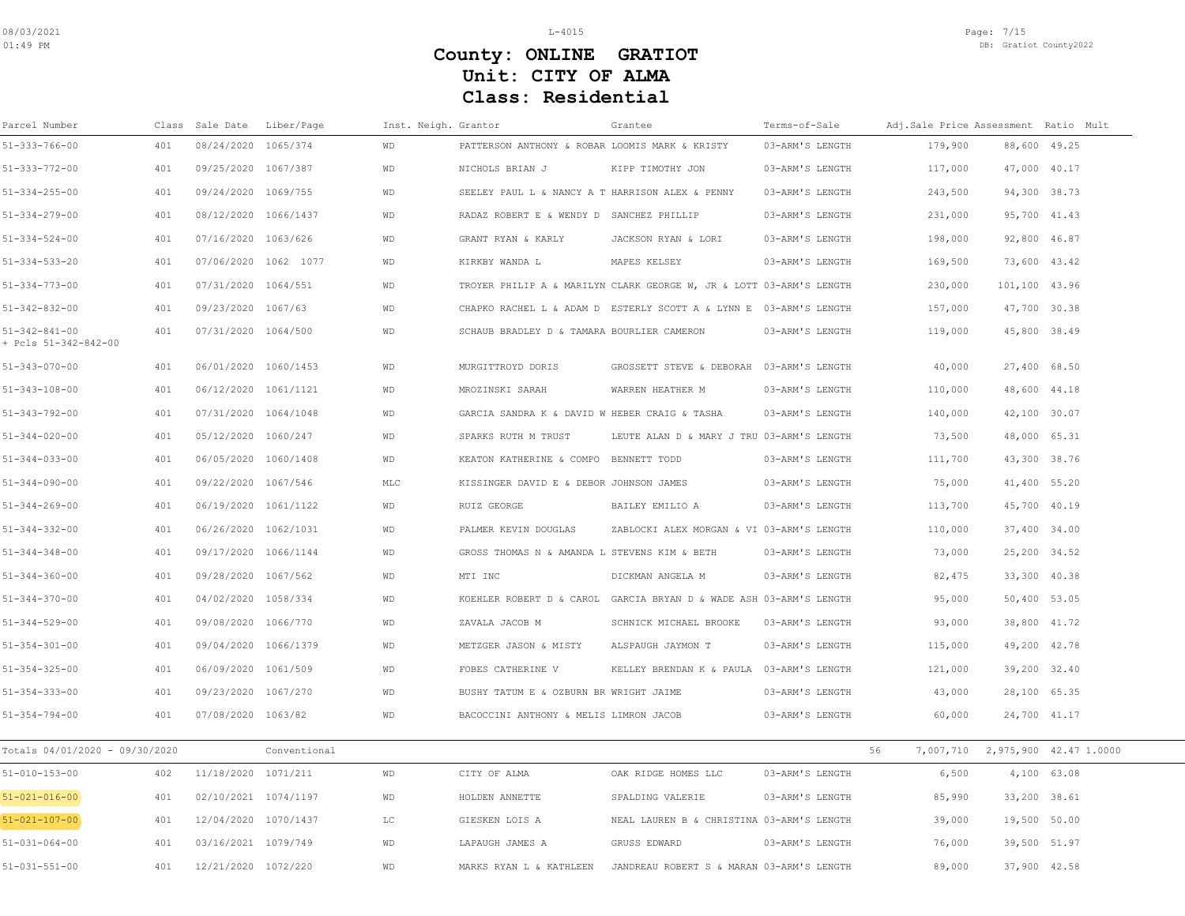# County: ONLINE GRATIOT
# Unit: CITY OF ALMA
# Class: Residential

| Parcel Number | Class | Sale Date | Liber/Page | Inst. | Neigh. | Grantor | Grantee | Terms-of-Sale | Adj.Sale Price | Assessment | Ratio | Mult |
|---|---|---|---|---|---|---|---|---|---|---|---|---|
| 51-333-766-00 | 401 | 08/24/2020 | 1065/374 | WD | | PATTERSON ANTHONY & ROBAR | LOOMIS MARK & KRISTY | 03-ARM'S LENGTH | 179,900 | 88,600 | 49.25 | |
| 51-333-772-00 | 401 | 09/25/2020 | 1067/387 | WD | | NICHOLS BRIAN J | KIPP TIMOTHY JON | 03-ARM'S LENGTH | 117,000 | 47,000 | 40.17 | |
| 51-334-255-00 | 401 | 09/24/2020 | 1069/755 | WD | | SEELEY PAUL L & NANCY A T | HARRISON ALEX & PENNY | 03-ARM'S LENGTH | 243,500 | 94,300 | 38.73 | |
| 51-334-279-00 | 401 | 08/12/2020 | 1066/1437 | WD | | RADAZ ROBERT E & WENDY D | SANCHEZ PHILLIP | 03-ARM'S LENGTH | 231,000 | 95,700 | 41.43 | |
| 51-334-524-00 | 401 | 07/16/2020 | 1063/626 | WD | | GRANT RYAN & KARLY | JACKSON RYAN & LORI | 03-ARM'S LENGTH | 198,000 | 92,800 | 46.87 | |
| 51-334-533-20 | 401 | 07/06/2020 | 1062 1077 | WD | | KIRKBY WANDA L | MAPES KELSEY | 03-ARM'S LENGTH | 169,500 | 73,600 | 43.42 | |
| 51-334-773-00 | 401 | 07/31/2020 | 1064/551 | WD | | TROYER PHILIP A & MARILYN | CLARK GEORGE W, JR & LOTT | 03-ARM'S LENGTH | 230,000 | 101,100 | 43.96 | |
| 51-342-832-00 | 401 | 09/23/2020 | 1067/63 | WD | | CHAPKO RACHEL L & ADAM D | ESTERLY SCOTT A & LYNN E | 03-ARM'S LENGTH | 157,000 | 47,700 | 30.38 | |
| 51-342-841-00 + Pcls 51-342-842-00 | 401 | 07/31/2020 | 1064/500 | WD | | SCHAUB BRADLEY D & TAMARA | BOURLIER CAMERON | 03-ARM'S LENGTH | 119,000 | 45,800 | 38.49 | |
| 51-343-070-00 | 401 | 06/01/2020 | 1060/1453 | WD | | MURGITTROYD DORIS | GROSSETT STEVE & DEBORAH | 03-ARM'S LENGTH | 40,000 | 27,400 | 68.50 | |
| 51-343-108-00 | 401 | 06/12/2020 | 1061/1121 | WD | | MROZINSKI SARAH | WARREN HEATHER M | 03-ARM'S LENGTH | 110,000 | 48,600 | 44.18 | |
| 51-343-792-00 | 401 | 07/31/2020 | 1064/1048 | WD | | GARCIA SANDRA K & DAVID W | HEBER CRAIG & TASHA | 03-ARM'S LENGTH | 140,000 | 42,100 | 30.07 | |
| 51-344-020-00 | 401 | 05/12/2020 | 1060/247 | WD | | SPARKS RUTH M TRUST | LEUTE ALAN D & MARY J TRU | 03-ARM'S LENGTH | 73,500 | 48,000 | 65.31 | |
| 51-344-033-00 | 401 | 06/05/2020 | 1060/1408 | WD | | KEATON KATHERINE & COMPO | BENNETT TODD | 03-ARM'S LENGTH | 111,700 | 43,300 | 38.76 | |
| 51-344-090-00 | 401 | 09/22/2020 | 1067/546 | MLC | | KISSINGER DAVID E & DEBOR | JOHNSON JAMES | 03-ARM'S LENGTH | 75,000 | 41,400 | 55.20 | |
| 51-344-269-00 | 401 | 06/19/2020 | 1061/1122 | WD | | RUIZ GEORGE | BAILEY EMILIO A | 03-ARM'S LENGTH | 113,700 | 45,700 | 40.19 | |
| 51-344-332-00 | 401 | 06/26/2020 | 1062/1031 | WD | | PALMER KEVIN DOUGLAS | ZABLOCKI ALEX MORGAN & VI | 03-ARM'S LENGTH | 110,000 | 37,400 | 34.00 | |
| 51-344-348-00 | 401 | 09/17/2020 | 1066/1144 | WD | | GROSS THOMAS N & AMANDA L | STEVENS KIM & BETH | 03-ARM'S LENGTH | 73,000 | 25,200 | 34.52 | |
| 51-344-360-00 | 401 | 09/28/2020 | 1067/562 | WD | | MTI INC | DICKMAN ANGELA M | 03-ARM'S LENGTH | 82,475 | 33,300 | 40.38 | |
| 51-344-370-00 | 401 | 04/02/2020 | 1058/334 | WD | | KOEHLER ROBERT D & CAROL | GARCIA BRYAN D & WADE ASH | 03-ARM'S LENGTH | 95,000 | 50,400 | 53.05 | |
| 51-344-529-00 | 401 | 09/08/2020 | 1066/770 | WD | | ZAVALA JACOB M | SCHNICK MICHAEL BROOKE | 03-ARM'S LENGTH | 93,000 | 38,800 | 41.72 | |
| 51-354-301-00 | 401 | 09/04/2020 | 1066/1379 | WD | | METZGER JASON & MISTY | ALSPAUGH JAYMON T | 03-ARM'S LENGTH | 115,000 | 49,200 | 42.78 | |
| 51-354-325-00 | 401 | 06/09/2020 | 1061/509 | WD | | FOBES CATHERINE V | KELLEY BRENDAN K & PAULA | 03-ARM'S LENGTH | 121,000 | 39,200 | 32.40 | |
| 51-354-333-00 | 401 | 09/23/2020 | 1067/270 | WD | | BUSHY TATUM E & OZBURN BR | WRIGHT JAIME | 03-ARM'S LENGTH | 43,000 | 28,100 | 65.35 | |
| 51-354-794-00 | 401 | 07/08/2020 | 1063/82 | WD | | BACOCCINI ANTHONY & MELIS | LIMRON JACOB | 03-ARM'S LENGTH | 60,000 | 24,700 | 41.17 | |
| Totals 04/01/2020 - 09/30/2020 | | | Conventional | | | | | 56 | 7,007,710 | 2,975,900 | 42.47 | 1.0000 |
| 51-010-153-00 | 402 | 11/18/2020 | 1071/211 | WD | | CITY OF ALMA | OAK RIDGE HOMES LLC | 03-ARM'S LENGTH | 6,500 | 4,100 | 63.08 | |
| 51-021-016-00 | 401 | 02/10/2021 | 1074/1197 | WD | | HOLDEN ANNETTE | SPALDING VALERIE | 03-ARM'S LENGTH | 85,990 | 33,200 | 38.61 | |
| 51-021-107-00 | 401 | 12/04/2020 | 1070/1437 | LC | | GIESKEN LOIS A | NEAL LAUREN B & CHRISTINA | 03-ARM'S LENGTH | 39,000 | 19,500 | 50.00 | |
| 51-031-064-00 | 401 | 03/16/2021 | 1079/749 | WD | | LAPAUGH JAMES A | GRUSS EDWARD | 03-ARM'S LENGTH | 76,000 | 39,500 | 51.97 | |
| 51-031-551-00 | 401 | 12/21/2020 | 1072/220 | WD | | MARKS RYAN L & KATHLEEN | JANDREAU ROBERT S & MARAN | 03-ARM'S LENGTH | 89,000 | 37,900 | 42.58 | |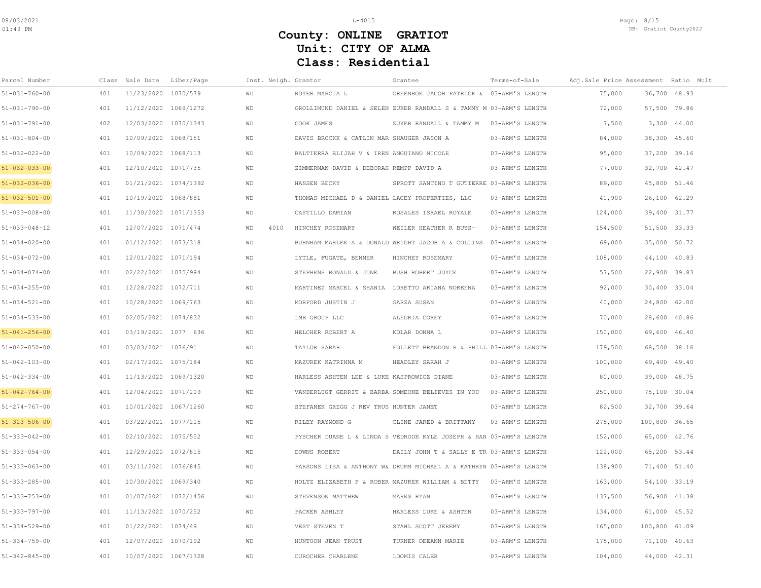# County: ONLINE GRATIOT
# Unit: CITY OF ALMA
# Class: Residential

| Parcel Number | Class | Sale Date | Liber/Page | Inst. | Neigh. | Grantor | Grantee | Terms-of-Sale | Adj.Sale Price | Assessment | Ratio | Mult |
|---|---|---|---|---|---|---|---|---|---|---|---|---|
| 51-031-760-00 | 401 | 11/23/2020 | 1070/579 | WD | | ROYER MARCIA L | GREENHOE JACOB PATRICK & | 03-ARM'S LENGTH | 75,000 | 36,700 | 48.93 | |
| 51-031-790-00 | 401 | 11/12/2020 | 1069/1272 | WD | | GROLLIMUND DANIEL & SELEN | ZUKER RANDALL S & TAMMY M | 03-ARM'S LENGTH | 72,000 | 57,500 | 79.86 | |
| 51-031-791-00 | 402 | 12/03/2020 | 1070/1343 | WD | | COOK JAMES | ZUKER RANDALL & TAMMY M | 03-ARM'S LENGTH | 7,500 | 3,300 | 44.00 | |
| 51-031-804-00 | 401 | 10/09/2020 | 1068/151 | WD | | DAVIS BROCKK & CATLIN MAR | SHAUGER JASON A | 03-ARM'S LENGTH | 84,000 | 38,300 | 45.60 | |
| 51-032-022-00 | 401 | 10/09/2020 | 1068/113 | WD | | BALTIERRA ELIJAH V & IREN | ANGUIANO NICOLE | 03-ARM'S LENGTH | 95,000 | 37,200 | 39.16 | |
| 51-032-033-00 | 401 | 12/10/2020 | 1071/735 | WD | | ZIMMERMAN DAVID & DEBORAH | REMPP DAVID A | 03-ARM'S LENGTH | 77,000 | 32,700 | 42.47 | |
| 51-032-036-00 | 401 | 01/21/2021 | 1074/1392 | WD | | HANSEN BECKY | SPROTT SANTINO T GUTIERRE | 03-ARM'S LENGTH | 89,000 | 45,800 | 51.46 | |
| 51-032-501-00 | 401 | 10/19/2020 | 1068/881 | WD | | THOMAS MICHAEL D & DANIEL | LACEY PROPERTIES, LLC | 03-ARM'S LENGTH | 41,900 | 26,100 | 62.29 | |
| 51-033-008-00 | 401 | 11/30/2020 | 1071/1353 | WD | | CASTILLO DAMIAN | ROSALES ISRAEL ROYALE | 03-ARM'S LENGTH | 124,000 | 39,400 | 31.77 | |
| 51-033-048-12 | 401 | 12/07/2020 | 1071/474 | WD | 4010 | HINCHEY ROSEMARY | WEILER HEATHER R BUYS- | 03-ARM'S LENGTH | 154,500 | 51,500 | 33.33 | |
| 51-034-020-00 | 401 | 01/12/2021 | 1073/318 | WD | | BURNHAM MARLEE A & DONALD | WRIGHT JACOB A & COLLINS | 03-ARM'S LENGTH | 69,000 | 35,000 | 50.72 | |
| 51-034-072-00 | 401 | 12/01/2020 | 1071/194 | WD | | LYTLE, FUGATE, BENNER | HINCHEY ROSEMARY | 03-ARM'S LENGTH | 108,000 | 44,100 | 40.83 | |
| 51-034-074-00 | 401 | 02/22/2021 | 1075/994 | WD | | STEPHENS RONALD & JUNE | BUSH ROBERT JOYCE | 03-ARM'S LENGTH | 57,500 | 22,900 | 39.83 | |
| 51-034-255-00 | 401 | 12/28/2020 | 1072/711 | WD | | MARTINEZ MARCEL & SHANIA | LORETTO ARIANA NOREENA | 03-ARM'S LENGTH | 92,000 | 30,400 | 33.04 | |
| 51-034-521-00 | 401 | 10/28/2020 | 1069/763 | WD | | MORFORD JUSTIN J | GARZA SUSAN | 03-ARM'S LENGTH | 40,000 | 24,800 | 62.00 | |
| 51-034-533-00 | 401 | 02/05/2021 | 1074/832 | WD | | LMB GROUP LLC | ALEGRIA COREY | 03-ARM'S LENGTH | 70,000 | 28,600 | 40.86 | |
| 51-041-256-00 | 401 | 03/19/2021 | 1077 636 | WD | | HELCHER ROBERT A | KOLAR DONNA L | 03-ARM'S LENGTH | 150,000 | 69,600 | 46.40 | |
| 51-042-050-00 | 401 | 03/03/2021 | 1076/91 | WD | | TAYLOR SARAH | FOLLETT BRANDON R & PHILL | 03-ARM'S LENGTH | 179,500 | 68,500 | 38.16 | |
| 51-042-103-00 | 401 | 02/17/2021 | 1075/184 | WD | | MAZUREK KATRINNA M | HEADLEY SARAH J | 03-ARM'S LENGTH | 100,000 | 49,400 | 49.40 | |
| 51-042-334-00 | 401 | 11/13/2020 | 1069/1320 | WD | | HARLESS ASHTEN LEE & LUKE | KASPROWICZ DIANE | 03-ARM'S LENGTH | 80,000 | 39,000 | 48.75 | |
| 51-042-764-00 | 401 | 12/04/2020 | 1071/209 | WD | | VANDERLUGT GERRIT & BARBA | SOMEONE BELIEVES IN YOU | 03-ARM'S LENGTH | 250,000 | 75,100 | 30.04 | |
| 51-274-767-00 | 401 | 10/01/2020 | 1067/1260 | WD | | STEFANEK GREGG J REV TRUS | HUNTER JANET | 03-ARM'S LENGTH | 82,500 | 32,700 | 39.64 | |
| 51-323-506-00 | 401 | 03/22/2021 | 1077/215 | WD | | RILEY RAYMOND G | CLINE JARED & BRITTANY | 03-ARM'S LENGTH | 275,000 | 100,800 | 36.65 | |
| 51-333-042-00 | 401 | 02/10/2021 | 1075/552 | WD | | PYSCHER DUANE L & LINDA S | VEDRODE KYLE JOSEPH & HAN | 03-ARM'S LENGTH | 152,000 | 65,000 | 42.76 | |
| 51-333-054-00 | 401 | 12/29/2020 | 1072/815 | WD | | DOWNS ROBERT | DAILY JOHN T & SALLY E TR | 03-ARM'S LENGTH | 122,000 | 65,200 | 53.44 | |
| 51-333-063-00 | 401 | 03/11/2021 | 1076/845 | WD | | PARSONS LISA & ANTHONY W& | DRUMM MICHAEL A & KATHRYN | 03-ARM'S LENGTH | 138,900 | 71,400 | 51.40 | |
| 51-333-285-00 | 401 | 10/30/2020 | 1069/340 | WD | | HOLTZ ELIZABETH P & ROBER | MAZUREK WILLIAM & BETTY | 03-ARM'S LENGTH | 163,000 | 54,100 | 33.19 | |
| 51-333-753-00 | 401 | 01/07/2021 | 1072/1456 | WD | | STEVENSON MATTHEW | MARKS RYAN | 03-ARM'S LENGTH | 137,500 | 56,900 | 41.38 | |
| 51-333-797-00 | 401 | 11/13/2020 | 1070/252 | WD | | PACKER ASHLEY | HARLESS LUKE & ASHTEN | 03-ARM'S LENGTH | 134,000 | 61,000 | 45.52 | |
| 51-334-529-00 | 401 | 01/22/2021 | 1074/49 | WD | | VEST STEVEN T | STAHL SCOTT JEREMY | 03-ARM'S LENGTH | 165,000 | 100,800 | 61.09 | |
| 51-334-759-00 | 401 | 12/07/2020 | 1070/192 | WD | | HUNTOON JEAN TRUST | TURNER DEEANN MARIE | 03-ARM'S LENGTH | 175,000 | 71,100 | 40.63 | |
| 51-342-845-00 | 401 | 10/07/2020 | 1067/1328 | WD | | DUROCHER CHARLENE | LOOMIS CALEB | 03-ARM'S LENGTH | 104,000 | 44,000 | 42.31 | |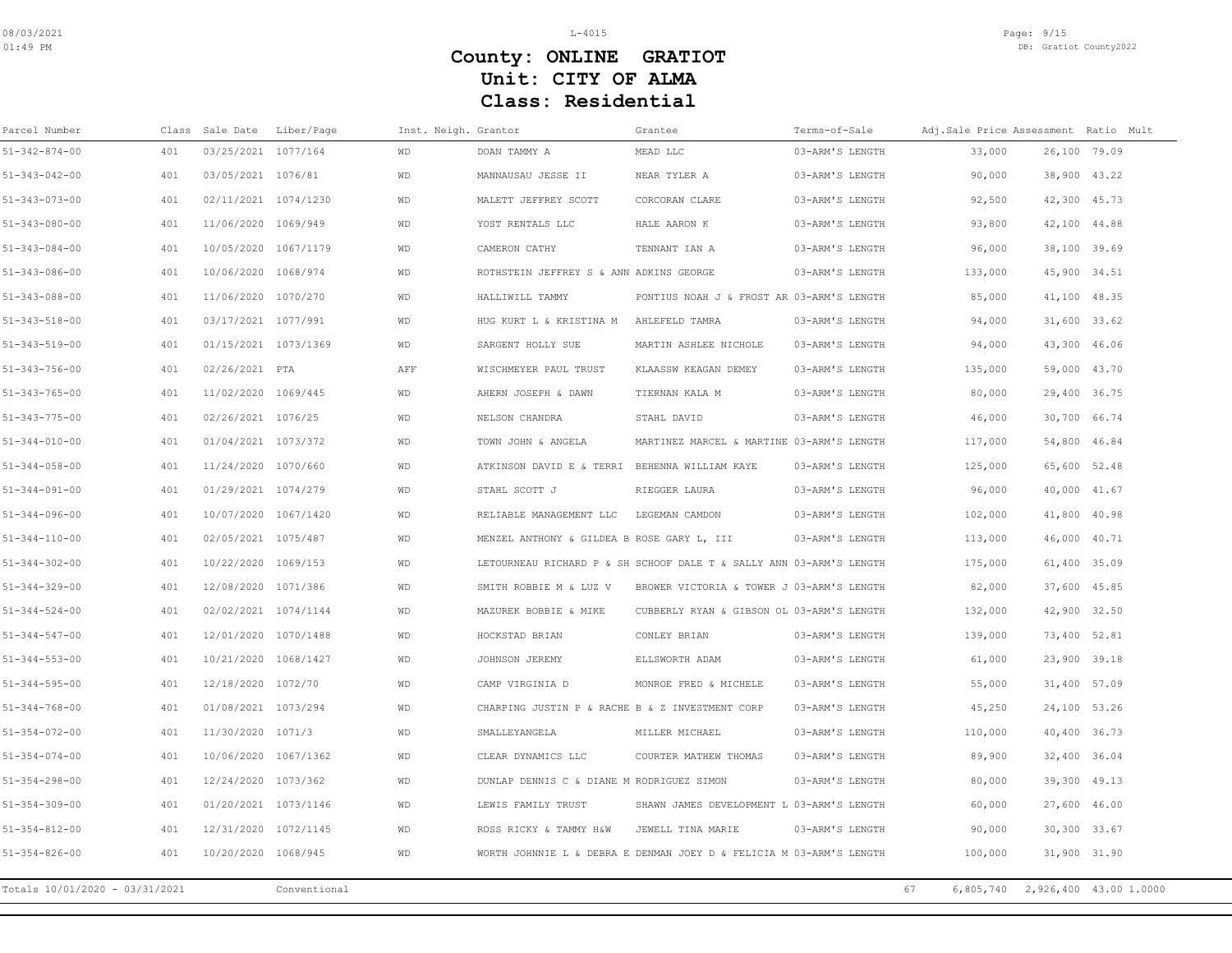# County: ONLINE GRATIOT
# Unit: CITY OF ALMA
# Class: Residential

| Parcel Number | Class | Sale Date | Liber/Page | Inst. | Neigh. | Grantor | Grantee | Terms-of-Sale | Adj.Sale Price | Assessment | Ratio | Mult |
|---|---|---|---|---|---|---|---|---|---|---|---|---|
| 51-342-874-00 | 401 | 03/25/2021 | 1077/164 | WD | | DOAN TAMMY A | MEAD LLC | 03-ARM'S LENGTH | 33,000 | 26,100 | 79.09 | |
| 51-343-042-00 | 401 | 03/05/2021 | 1076/81 | WD | | MANNAUSAU JESSE II | NEAR TYLER A | 03-ARM'S LENGTH | 90,000 | 38,900 | 43.22 | |
| 51-343-073-00 | 401 | 02/11/2021 | 1074/1230 | WD | | MALETT JEFFREY SCOTT | CORCORAN CLARE | 03-ARM'S LENGTH | 92,500 | 42,300 | 45.73 | |
| 51-343-080-00 | 401 | 11/06/2020 | 1069/949 | WD | | YOST RENTALS LLC | HALE AARON K | 03-ARM'S LENGTH | 93,800 | 42,100 | 44.88 | |
| 51-343-084-00 | 401 | 10/05/2020 | 1067/1179 | WD | | CAMERON CATHY | TENNANT IAN A | 03-ARM'S LENGTH | 96,000 | 38,100 | 39.69 | |
| 51-343-086-00 | 401 | 10/06/2020 | 1068/974 | WD | | ROTHSTEIN JEFFREY S & ANN | ADKINS GEORGE | 03-ARM'S LENGTH | 133,000 | 45,900 | 34.51 | |
| 51-343-088-00 | 401 | 11/06/2020 | 1070/270 | WD | | HALLIWILL TAMMY | PONTIUS NOAH J & FROST AR | 03-ARM'S LENGTH | 85,000 | 41,100 | 48.35 | |
| 51-343-518-00 | 401 | 03/17/2021 | 1077/991 | WD | | HUG KURT L & KRISTINA M | AHLEFELD TAMRA | 03-ARM'S LENGTH | 94,000 | 31,600 | 33.62 | |
| 51-343-519-00 | 401 | 01/15/2021 | 1073/1369 | WD | | SARGENT HOLLY SUE | MARTIN ASHLEE NICHOLE | 03-ARM'S LENGTH | 94,000 | 43,300 | 46.06 | |
| 51-343-756-00 | 401 | 02/26/2021 | PTA | AFF | | WISCHMEYER PAUL TRUST | KLAASSW KEAGAN DEMEY | 03-ARM'S LENGTH | 135,000 | 59,000 | 43.70 | |
| 51-343-765-00 | 401 | 11/02/2020 | 1069/445 | WD | | AHERN JOSEPH & DAWN | TIERNAN KALA M | 03-ARM'S LENGTH | 80,000 | 29,400 | 36.75 | |
| 51-343-775-00 | 401 | 02/26/2021 | 1076/25 | WD | | NELSON CHANDRA | STAHL DAVID | 03-ARM'S LENGTH | 46,000 | 30,700 | 66.74 | |
| 51-344-010-00 | 401 | 01/04/2021 | 1073/372 | WD | | TOWN JOHN & ANGELA | MARTINEZ MARCEL & MARTINE | 03-ARM'S LENGTH | 117,000 | 54,800 | 46.84 | |
| 51-344-058-00 | 401 | 11/24/2020 | 1070/660 | WD | | ATKINSON DAVID E & TERRI | BEHENNA WILLIAM KAYE | 03-ARM'S LENGTH | 125,000 | 65,600 | 52.48 | |
| 51-344-091-00 | 401 | 01/29/2021 | 1074/279 | WD | | STAHL SCOTT J | RIEGGER LAURA | 03-ARM'S LENGTH | 96,000 | 40,000 | 41.67 | |
| 51-344-096-00 | 401 | 10/07/2020 | 1067/1420 | WD | | RELIABLE MANAGEMENT LLC | LEGEMAN CAMDON | 03-ARM'S LENGTH | 102,000 | 41,800 | 40.98 | |
| 51-344-110-00 | 401 | 02/05/2021 | 1075/487 | WD | | MENZEL ANTHONY & GILDEA B | ROSE GARY L, III | 03-ARM'S LENGTH | 113,000 | 46,000 | 40.71 | |
| 51-344-302-00 | 401 | 10/22/2020 | 1069/153 | WD | | LETOURNEAU RICHARD P & SH | SCHOOF DALE T & SALLY ANN | 03-ARM'S LENGTH | 175,000 | 61,400 | 35.09 | |
| 51-344-329-00 | 401 | 12/08/2020 | 1071/386 | WD | | SMITH ROBBIE M & LUZ V | BROWER VICTORIA & TOWER J | 03-ARM'S LENGTH | 82,000 | 37,600 | 45.85 | |
| 51-344-524-00 | 401 | 02/02/2021 | 1074/1144 | WD | | MAZUREK BOBBIE & MIKE | CUBBERLY RYAN & GIBSON OL | 03-ARM'S LENGTH | 132,000 | 42,900 | 32.50 | |
| 51-344-547-00 | 401 | 12/01/2020 | 1070/1488 | WD | | HOCKSTAD BRIAN | CONLEY BRIAN | 03-ARM'S LENGTH | 139,000 | 73,400 | 52.81 | |
| 51-344-553-00 | 401 | 10/21/2020 | 1068/1427 | WD | | JOHNSON JEREMY | ELLSWORTH ADAM | 03-ARM'S LENGTH | 61,000 | 23,900 | 39.18 | |
| 51-344-595-00 | 401 | 12/18/2020 | 1072/70 | WD | | CAMP VIRGINIA D | MONROE FRED & MICHELE | 03-ARM'S LENGTH | 55,000 | 31,400 | 57.09 | |
| 51-344-768-00 | 401 | 01/08/2021 | 1073/294 | WD | | CHARPING JUSTIN P & RACHE | B & Z INVESTMENT CORP | 03-ARM'S LENGTH | 45,250 | 24,100 | 53.26 | |
| 51-354-072-00 | 401 | 11/30/2020 | 1071/3 | WD | | SMALLEYANGELA | MILLER MICHAEL | 03-ARM'S LENGTH | 110,000 | 40,400 | 36.73 | |
| 51-354-074-00 | 401 | 10/06/2020 | 1067/1362 | WD | | CLEAR DYNAMICS LLC | COURTER MATHEW THOMAS | 03-ARM'S LENGTH | 89,900 | 32,400 | 36.04 | |
| 51-354-298-00 | 401 | 12/24/2020 | 1073/362 | WD | | DUNLAP DENNIS C & DIANE M | RODRIGUEZ SIMON | 03-ARM'S LENGTH | 80,000 | 39,300 | 49.13 | |
| 51-354-309-00 | 401 | 01/20/2021 | 1073/1146 | WD | | LEWIS FAMILY TRUST | SHAWN JAMES DEVELOPMENT L | 03-ARM'S LENGTH | 60,000 | 27,600 | 46.00 | |
| 51-354-812-00 | 401 | 12/31/2020 | 1072/1145 | WD | | ROSS RICKY & TAMMY H&W | JEWELL TINA MARIE | 03-ARM'S LENGTH | 90,000 | 30,300 | 33.67 | |
| 51-354-826-00 | 401 | 10/20/2020 | 1068/945 | WD | | WORTH JOHNNIE L & DEBRA E | DENMAN JOEY D & FELICIA M | 03-ARM'S LENGTH | 100,000 | 31,900 | 31.90 | |
| Totals 10/01/2020 - 03/31/2021 | | | Conventional | | | | | 67 | 6,805,740 | 2,926,400 | 43.00 | 1.0000 |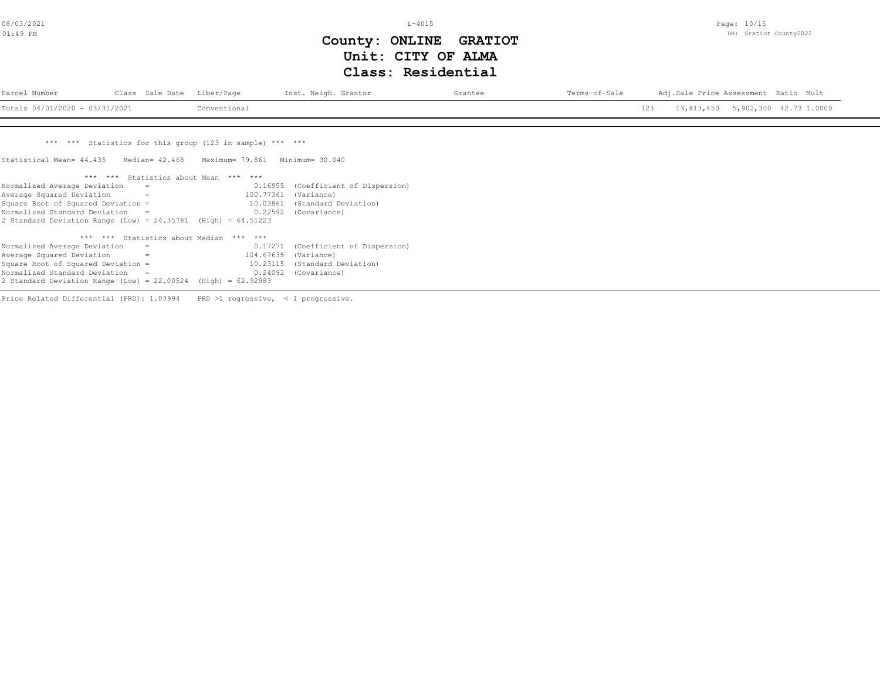# County: ONLINE GRATIOT
## Unit: CITY OF ALMA
## Class: Residential

| Parcel Number | Class | Sale Date | Liber/Page | Inst. | Neigh. | Grantor | Grantee | Terms-of-Sale | | Adj.Sale Price | Assessment | Ratio | Mult |
|---|---|---|---|---|---|---|---|---|---|---|---|---|---|
| Totals 04/01/2020 - 03/31/2021 | | | Conventional | | | | | | 123 | 13,813,450 | 5,902,300 | 42.73 | 1.0000 |

\*\*\* \*\*\* Statistics for this group (123 in sample) \*\*\* \*\*\*

Statistical Mean= 44.435  Median= 42.468  Maximum= 79.861  Minimum= 30.040

\*\*\* \*\*\* Statistics about Mean \*\*\* \*\*\*

| | | |
|---|---|---|
| Normalized Average Deviation = | 0.16955 | (Coefficient of Dispersion) |
| Average Squared Deviation = | 100.77361 | (Variance) |
| Square Root of Squared Deviation = | 10.03861 | (Standard Deviation) |
| Normalized Standard Deviation = | 0.22592 | (Covariance) |

2 Standard Deviation Range (Low) = 24.35781 (High) = 64.51223

\*\*\* \*\*\* Statistics about Median \*\*\* \*\*\*

| | | |
|---|---|---|
| Normalized Average Deviation = | 0.17271 | (Coefficient of Dispersion) |
| Average Squared Deviation = | 104.67635 | (Variance) |
| Square Root of Squared Deviation = | 10.23115 | (Standard Deviation) |
| Normalized Standard Deviation = | 0.24092 | (Covariance) |

2 Standard Deviation Range (Low) = 22.00524 (High) = 62.92983

Price Related Differential (PRD): 1.03994  PRD >1 regressive, < 1 progressive.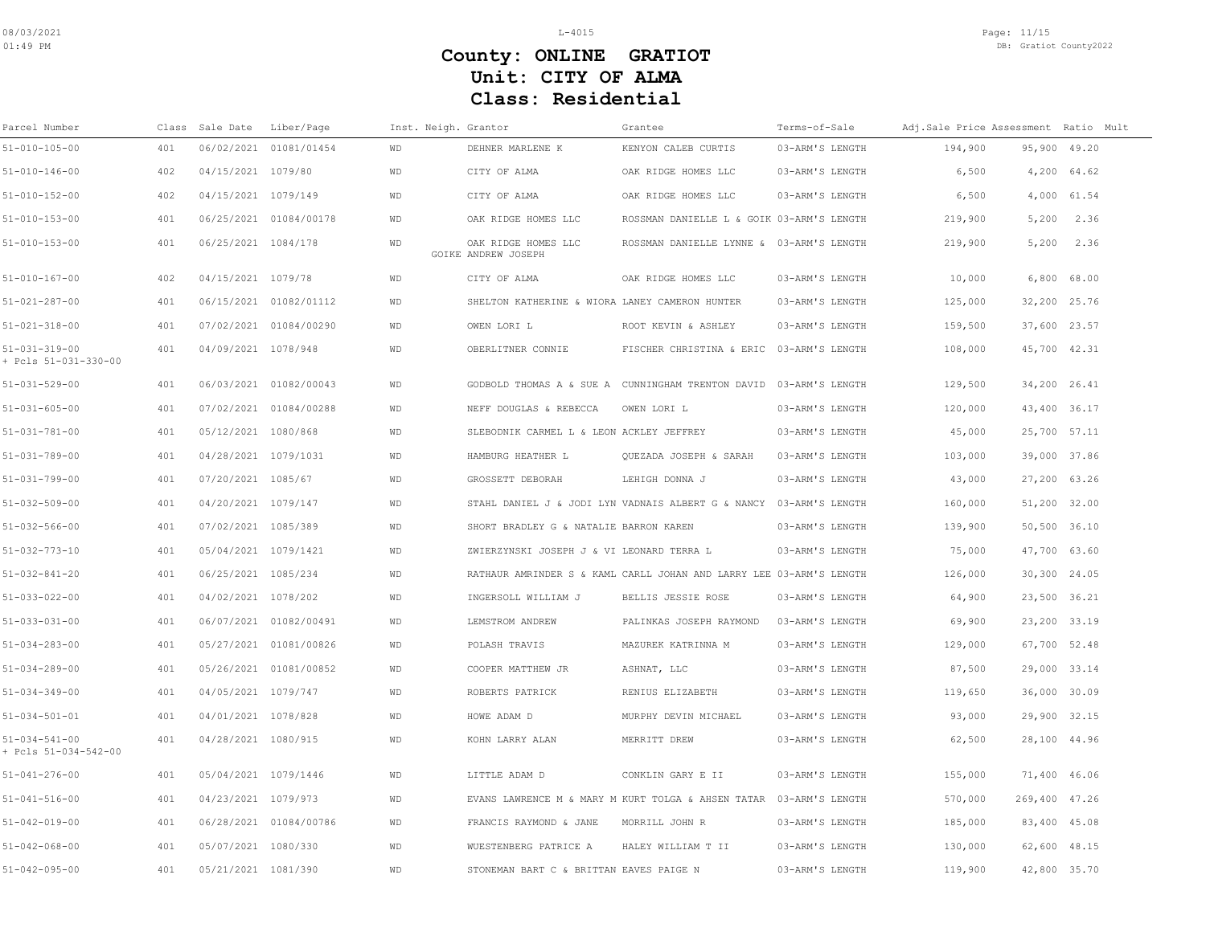# County: ONLINE GRATIOT
# Unit: CITY OF ALMA
# Class: Residential

| Parcel Number | Class | Sale Date | Liber/Page | Inst. | Neigh. | Grantor | Grantee | Terms-of-Sale | Adj.Sale Price | Assessment | Ratio | Mult |
|---|---|---|---|---|---|---|---|---|---|---|---|---|
| 51-010-105-00 | 401 | 06/02/2021 | 01081/01454 | WD | | DEHNER MARLENE K | KENYON CALEB CURTIS | 03-ARM'S LENGTH | 194,900 | 95,900 | 49.20 | |
| 51-010-146-00 | 402 | 04/15/2021 | 1079/80 | WD | | CITY OF ALMA | OAK RIDGE HOMES LLC | 03-ARM'S LENGTH | 6,500 | 4,200 | 64.62 | |
| 51-010-152-00 | 402 | 04/15/2021 | 1079/149 | WD | | CITY OF ALMA | OAK RIDGE HOMES LLC | 03-ARM'S LENGTH | 6,500 | 4,000 | 61.54 | |
| 51-010-153-00 | 401 | 06/25/2021 | 01084/00178 | WD | | OAK RIDGE HOMES LLC | ROSSMAN DANIELLE L & GOIK | 03-ARM'S LENGTH | 219,900 | 5,200 | 2.36 | |
| 51-010-153-00 | 401 | 06/25/2021 | 1084/178 | WD | | OAK RIDGE HOMES LLC GOIKE ANDREW JOSEPH | ROSSMAN DANIELLE LYNNE & | 03-ARM'S LENGTH | 219,900 | 5,200 | 2.36 | |
| 51-010-167-00 | 402 | 04/15/2021 | 1079/78 | WD | | CITY OF ALMA | OAK RIDGE HOMES LLC | 03-ARM'S LENGTH | 10,000 | 6,800 | 68.00 | |
| 51-021-287-00 | 401 | 06/15/2021 | 01082/01112 | WD | | SHELTON KATHERINE & WIORA | LANEY CAMERON HUNTER | 03-ARM'S LENGTH | 125,000 | 32,200 | 25.76 | |
| 51-021-318-00 | 401 | 07/02/2021 | 01084/00290 | WD | | OWEN LORI L | ROOT KEVIN & ASHLEY | 03-ARM'S LENGTH | 159,500 | 37,600 | 23.57 | |
| 51-031-319-00 + Pcls 51-031-330-00 | 401 | 04/09/2021 | 1078/948 | WD | | OBERLITNER CONNIE | FISCHER CHRISTINA & ERIC | 03-ARM'S LENGTH | 108,000 | 45,700 | 42.31 | |
| 51-031-529-00 | 401 | 06/03/2021 | 01082/00043 | WD | | GODBOLD THOMAS A & SUE A | CUNNINGHAM TRENTON DAVID | 03-ARM'S LENGTH | 129,500 | 34,200 | 26.41 | |
| 51-031-605-00 | 401 | 07/02/2021 | 01084/00288 | WD | | NEFF DOUGLAS & REBECCA | OWEN LORI L | 03-ARM'S LENGTH | 120,000 | 43,400 | 36.17 | |
| 51-031-781-00 | 401 | 05/12/2021 | 1080/868 | WD | | SLEBODNIK CARMEL L & LEON | ACKLEY JEFFREY | 03-ARM'S LENGTH | 45,000 | 25,700 | 57.11 | |
| 51-031-789-00 | 401 | 04/28/2021 | 1079/1031 | WD | | HAMBURG HEATHER L | QUEZADA JOSEPH & SARAH | 03-ARM'S LENGTH | 103,000 | 39,000 | 37.86 | |
| 51-031-799-00 | 401 | 07/20/2021 | 1085/67 | WD | | GROSSETT DEBORAH | LEHIGH DONNA J | 03-ARM'S LENGTH | 43,000 | 27,200 | 63.26 | |
| 51-032-509-00 | 401 | 04/20/2021 | 1079/147 | WD | | STAHL DANIEL J & JODI LYN | VADNAIS ALBERT G & NANCY | 03-ARM'S LENGTH | 160,000 | 51,200 | 32.00 | |
| 51-032-566-00 | 401 | 07/02/2021 | 1085/389 | WD | | SHORT BRADLEY G & NATALIE | BARRON KAREN | 03-ARM'S LENGTH | 139,900 | 50,500 | 36.10 | |
| 51-032-773-10 | 401 | 05/04/2021 | 1079/1421 | WD | | ZWIERZYNSKI JOSEPH J & VI | LEONARD TERRA L | 03-ARM'S LENGTH | 75,000 | 47,700 | 63.60 | |
| 51-032-841-20 | 401 | 06/25/2021 | 1085/234 | WD | | RATHAUR AMRINDER S & KAML | CARLL JOHAN AND LARRY LEE | 03-ARM'S LENGTH | 126,000 | 30,300 | 24.05 | |
| 51-033-022-00 | 401 | 04/02/2021 | 1078/202 | WD | | INGERSOLL WILLIAM J | BELLIS JESSIE ROSE | 03-ARM'S LENGTH | 64,900 | 23,500 | 36.21 | |
| 51-033-031-00 | 401 | 06/07/2021 | 01082/00491 | WD | | LEMSTROM ANDREW | PALINKAS JOSEPH RAYMOND | 03-ARM'S LENGTH | 69,900 | 23,200 | 33.19 | |
| 51-034-283-00 | 401 | 05/27/2021 | 01081/00826 | WD | | POLASH TRAVIS | MAZUREK KATRINNA M | 03-ARM'S LENGTH | 129,000 | 67,700 | 52.48 | |
| 51-034-289-00 | 401 | 05/26/2021 | 01081/00852 | WD | | COOPER MATTHEW JR | ASHNAT, LLC | 03-ARM'S LENGTH | 87,500 | 29,000 | 33.14 | |
| 51-034-349-00 | 401 | 04/05/2021 | 1079/747 | WD | | ROBERTS PATRICK | RENIUS ELIZABETH | 03-ARM'S LENGTH | 119,650 | 36,000 | 30.09 | |
| 51-034-501-01 | 401 | 04/01/2021 | 1078/828 | WD | | HOWE ADAM D | MURPHY DEVIN MICHAEL | 03-ARM'S LENGTH | 93,000 | 29,900 | 32.15 | |
| 51-034-541-00 + Pcls 51-034-542-00 | 401 | 04/28/2021 | 1080/915 | WD | | KOHN LARRY ALAN | MERRITT DREW | 03-ARM'S LENGTH | 62,500 | 28,100 | 44.96 | |
| 51-041-276-00 | 401 | 05/04/2021 | 1079/1446 | WD | | LITTLE ADAM D | CONKLIN GARY E II | 03-ARM'S LENGTH | 155,000 | 71,400 | 46.06 | |
| 51-041-516-00 | 401 | 04/23/2021 | 1079/973 | WD | | EVANS LAWRENCE M & MARY M | KURT TOLGA & AHSEN TATAR | 03-ARM'S LENGTH | 570,000 | 269,400 | 47.26 | |
| 51-042-019-00 | 401 | 06/28/2021 | 01084/00786 | WD | | FRANCIS RAYMOND & JANE | MORRILL JOHN R | 03-ARM'S LENGTH | 185,000 | 83,400 | 45.08 | |
| 51-042-068-00 | 401 | 05/07/2021 | 1080/330 | WD | | WUESTENBERG PATRICE A | HALEY WILLIAM T II | 03-ARM'S LENGTH | 130,000 | 62,600 | 48.15 | |
| 51-042-095-00 | 401 | 05/21/2021 | 1081/390 | WD | | STONEMAN BART C & BRITTAN | EAVES PAIGE N | 03-ARM'S LENGTH | 119,900 | 42,800 | 35.70 | |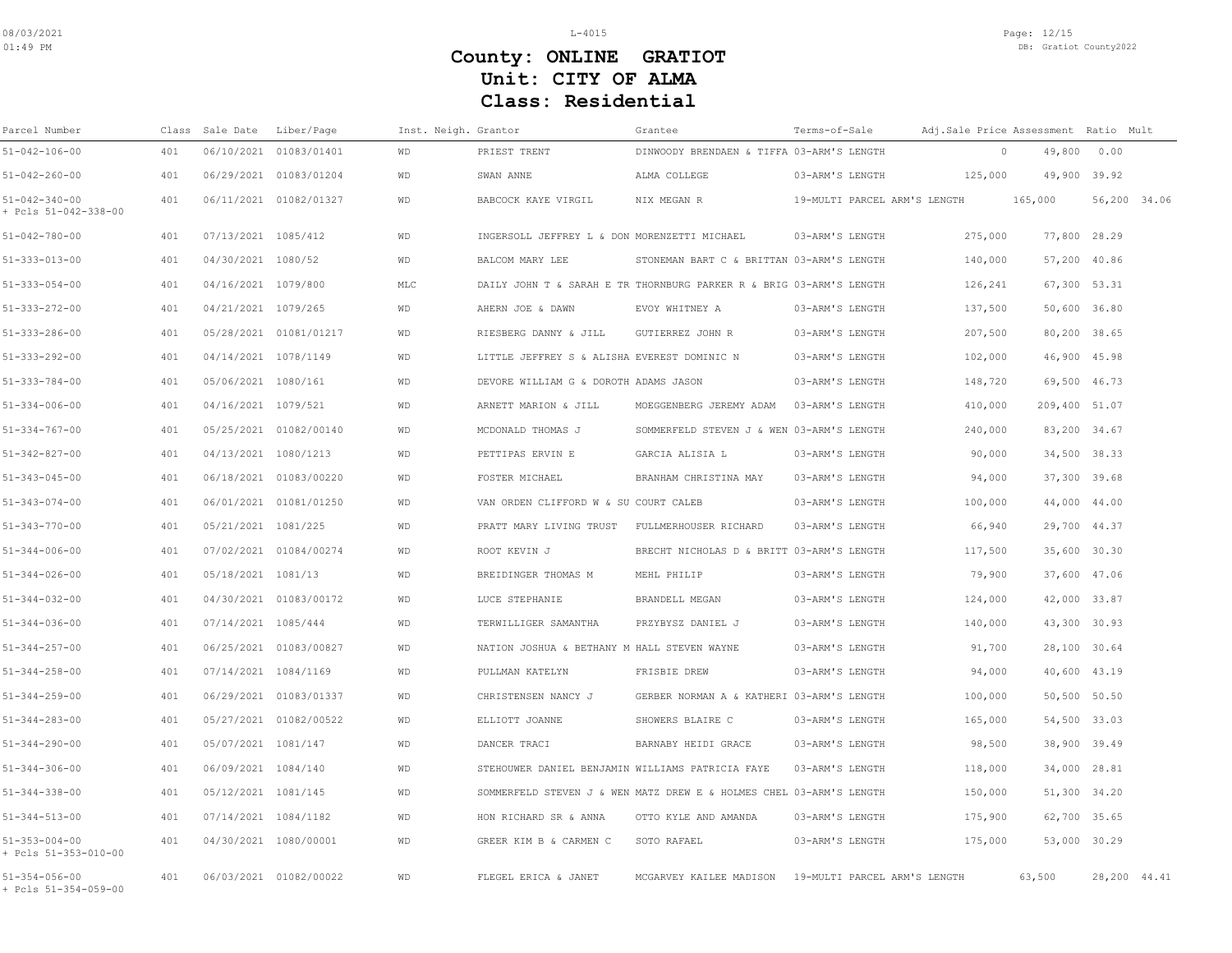# County: ONLINE GRATIOT
# Unit: CITY OF ALMA
# Class: Residential

| Parcel Number | Class | Sale Date | Liber/Page | Inst. | Neigh. | Grantor | Grantee | Terms-of-Sale | Adj.Sale Price | Assessment | Ratio | Mult |
|---|---|---|---|---|---|---|---|---|---|---|---|---|
| 51-042-106-00 | 401 | 06/10/2021 | 01083/01401 | WD | | PRIEST TRENT | DINWOODY BRENDAEN & TIFFA | 03-ARM'S LENGTH | 0 | 49,800 | 0.00 | |
| 51-042-260-00 | 401 | 06/29/2021 | 01083/01204 | WD | | SWAN ANNE | ALMA COLLEGE | 03-ARM'S LENGTH | 125,000 | 49,900 | 39.92 | |
| 51-042-340-00 + Pcls 51-042-338-00 | 401 | 06/11/2021 | 01082/01327 | WD | | BABCOCK KAYE VIRGIL | NIX MEGAN R | 19-MULTI PARCEL ARM'S LENGTH | 165,000 | 56,200 | 34.06 | |
| 51-042-780-00 | 401 | 07/13/2021 | 1085/412 | WD | | INGERSOLL JEFFREY L & DON | MORENZETTI MICHAEL | 03-ARM'S LENGTH | 275,000 | 77,800 | 28.29 | |
| 51-333-013-00 | 401 | 04/30/2021 | 1080/52 | WD | | BALCOM MARY LEE | STONEMAN BART C & BRITTAN | 03-ARM'S LENGTH | 140,000 | 57,200 | 40.86 | |
| 51-333-054-00 | 401 | 04/16/2021 | 1079/800 | MLC | | DAILY JOHN T & SARAH E TR | THORNBURG PARKER R & BRIG | 03-ARM'S LENGTH | 126,241 | 67,300 | 53.31 | |
| 51-333-272-00 | 401 | 04/21/2021 | 1079/265 | WD | | AHERN JOE & DAWN | EVOY WHITNEY A | 03-ARM'S LENGTH | 137,500 | 50,600 | 36.80 | |
| 51-333-286-00 | 401 | 05/28/2021 | 01081/01217 | WD | | RIESBERG DANNY & JILL | GUTIERREZ JOHN R | 03-ARM'S LENGTH | 207,500 | 80,200 | 38.65 | |
| 51-333-292-00 | 401 | 04/14/2021 | 1078/1149 | WD | | LITTLE JEFFREY S & ALISHA | EVEREST DOMINIC N | 03-ARM'S LENGTH | 102,000 | 46,900 | 45.98 | |
| 51-333-784-00 | 401 | 05/06/2021 | 1080/161 | WD | | DEVORE WILLIAM G & DOROTH | ADAMS JASON | 03-ARM'S LENGTH | 148,720 | 69,500 | 46.73 | |
| 51-334-006-00 | 401 | 04/16/2021 | 1079/521 | WD | | ARNETT MARION & JILL | MOEGGENBERG JEREMY ADAM | 03-ARM'S LENGTH | 410,000 | 209,400 | 51.07 | |
| 51-334-767-00 | 401 | 05/25/2021 | 01082/00140 | WD | | MCDONALD THOMAS J | SOMMERFELD STEVEN J & WEN | 03-ARM'S LENGTH | 240,000 | 83,200 | 34.67 | |
| 51-342-827-00 | 401 | 04/13/2021 | 1080/1213 | WD | | PETTIPAS ERVIN E | GARCIA ALISIA L | 03-ARM'S LENGTH | 90,000 | 34,500 | 38.33 | |
| 51-343-045-00 | 401 | 06/18/2021 | 01083/00220 | WD | | FOSTER MICHAEL | BRANHAM CHRISTINA MAY | 03-ARM'S LENGTH | 94,000 | 37,300 | 39.68 | |
| 51-343-074-00 | 401 | 06/01/2021 | 01081/01250 | WD | | VAN ORDEN CLIFFORD W & SU | COURT CALEB | 03-ARM'S LENGTH | 100,000 | 44,000 | 44.00 | |
| 51-343-770-00 | 401 | 05/21/2021 | 1081/225 | WD | | PRATT MARY LIVING TRUST | FULLMERHOUSER RICHARD | 03-ARM'S LENGTH | 66,940 | 29,700 | 44.37 | |
| 51-344-006-00 | 401 | 07/02/2021 | 01084/00274 | WD | | ROOT KEVIN J | BRECHT NICHOLAS D & BRITT | 03-ARM'S LENGTH | 117,500 | 35,600 | 30.30 | |
| 51-344-026-00 | 401 | 05/18/2021 | 1081/13 | WD | | BREIDINGER THOMAS M | MEHL PHILIP | 03-ARM'S LENGTH | 79,900 | 37,600 | 47.06 | |
| 51-344-032-00 | 401 | 04/30/2021 | 01083/00172 | WD | | LUCE STEPHANIE | BRANDELL MEGAN | 03-ARM'S LENGTH | 124,000 | 42,000 | 33.87 | |
| 51-344-036-00 | 401 | 07/14/2021 | 1085/444 | WD | | TERWILLIGER SAMANTHA | PRZYBYSZ DANIEL J | 03-ARM'S LENGTH | 140,000 | 43,300 | 30.93 | |
| 51-344-257-00 | 401 | 06/25/2021 | 01083/00827 | WD | | NATION JOSHUA & BETHANY M | HALL STEVEN WAYNE | 03-ARM'S LENGTH | 91,700 | 28,100 | 30.64 | |
| 51-344-258-00 | 401 | 07/14/2021 | 1084/1169 | WD | | PULLMAN KATELYN | FRISBIE DREW | 03-ARM'S LENGTH | 94,000 | 40,600 | 43.19 | |
| 51-344-259-00 | 401 | 06/29/2021 | 01083/01337 | WD | | CHRISTENSEN NANCY J | GERBER NORMAN A & KATHERI | 03-ARM'S LENGTH | 100,000 | 50,500 | 50.50 | |
| 51-344-283-00 | 401 | 05/27/2021 | 01082/00522 | WD | | ELLIOTT JOANNE | SHOWERS BLAIRE C | 03-ARM'S LENGTH | 165,000 | 54,500 | 33.03 | |
| 51-344-290-00 | 401 | 05/07/2021 | 1081/147 | WD | | DANCER TRACI | BARNABY HEIDI GRACE | 03-ARM'S LENGTH | 98,500 | 38,900 | 39.49 | |
| 51-344-306-00 | 401 | 06/09/2021 | 1084/140 | WD | | STEHOUWER DANIEL BENJAMIN | WILLIAMS PATRICIA FAYE | 03-ARM'S LENGTH | 118,000 | 34,000 | 28.81 | |
| 51-344-338-00 | 401 | 05/12/2021 | 1081/145 | WD | | SOMMERFELD STEVEN J & WEN | MATZ DREW E & HOLMES CHEL | 03-ARM'S LENGTH | 150,000 | 51,300 | 34.20 | |
| 51-344-513-00 | 401 | 07/14/2021 | 1084/1182 | WD | | HON RICHARD SR & ANNA | OTTO KYLE AND AMANDA | 03-ARM'S LENGTH | 175,900 | 62,700 | 35.65 | |
| 51-353-004-00 + Pcls 51-353-010-00 | 401 | 04/30/2021 | 1080/00001 | WD | | GREER KIM B & CARMEN C | SOTO RAFAEL | 03-ARM'S LENGTH | 175,000 | 53,000 | 30.29 | |
| 51-354-056-00 + Pcls 51-354-059-00 | 401 | 06/03/2021 | 01082/00022 | WD | | FLEGEL ERICA & JANET | MCGARVEY KAILEE MADISON | 19-MULTI PARCEL ARM'S LENGTH | 63,500 | 28,200 | 44.41 | |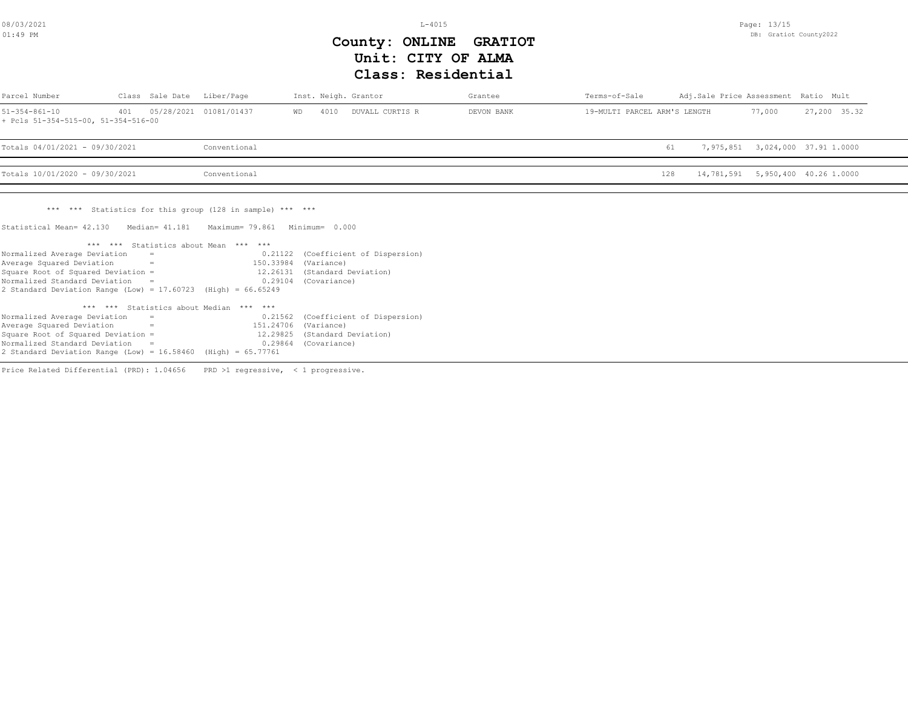# County: ONLINE GRATIOT
## Unit: CITY OF ALMA
## Class: Residential

| Parcel Number | Class | Sale Date | Liber/Page | Inst. | Neigh. | Grantor | Grantee | Terms-of-Sale | Adj.Sale Price | Assessment | Ratio | Mult |
|---|---|---|---|---|---|---|---|---|---|---|---|---|
| 51-354-861-10 + Pcls 51-354-515-00, 51-354-516-00 | 401 | 05/28/2021 | 01081/01437 | WD | 4010 | DUVALL CURTIS R | DEVON BANK | 19-MULTI PARCEL ARM'S LENGTH | 77,000 | 27,200 | 35.32 | |
| Totals 04/01/2021 - 09/30/2021 | | | Conventional | | | | | 61 | 7,975,851 | 3,024,000 | 37.91 | 1.0000 |
| Totals 10/01/2020 - 09/30/2021 | | | Conventional | | | | | 128 | 14,781,591 | 5,950,400 | 40.26 | 1.0000 |

*** *** Statistics for this group (128 in sample) *** ***

Statistical Mean= 42.130 Median= 41.181 Maximum= 79.861 Minimum= 0.000

*** *** Statistics about Mean *** ***

```
Normalized Average Deviation     =         0.21122  (Coefficient of Dispersion)
Average Squared Deviation        =       150.33984  (Variance)
Square Root of Squared Deviation =        12.26131  (Standard Deviation)
Normalized Standard Deviation    =         0.29104  (Covariance)
2 Standard Deviation Range (Low) = 17.60723  (High) = 66.65249
```

*** *** Statistics about Median *** ***

```
Normalized Average Deviation     =         0.21562  (Coefficient of Dispersion)
Average Squared Deviation        =       151.24706  (Variance)
Square Root of Squared Deviation =        12.29825  (Standard Deviation)
Normalized Standard Deviation    =         0.29864  (Covariance)
2 Standard Deviation Range (Low) = 16.58460  (High) = 65.77761
```

Price Related Differential (PRD): 1.04656 PRD >1 regressive, < 1 progressive.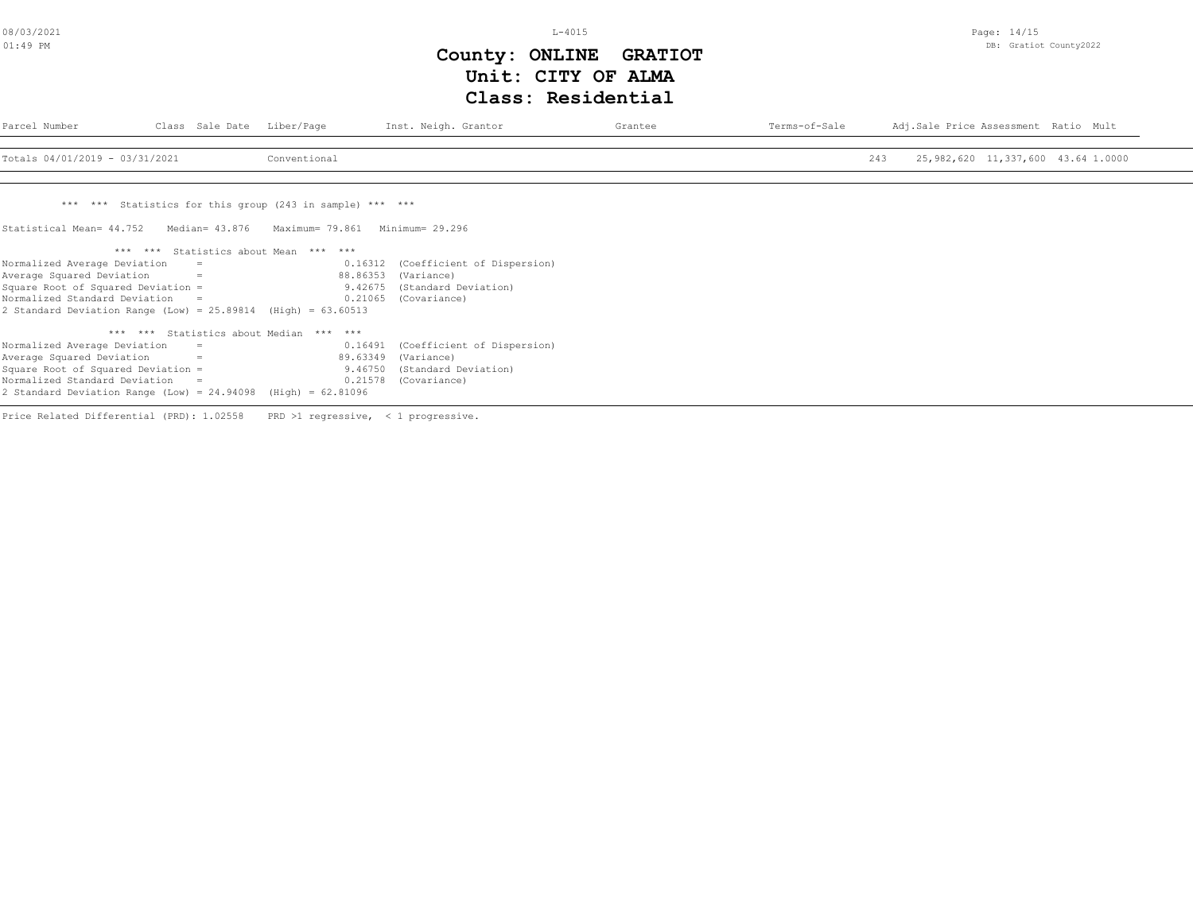# County: ONLINE GRATIOT
## Unit: CITY OF ALMA
## Class: Residential

| Parcel Number | Class | Sale Date | Liber/Page | Inst. | Neigh. | Grantor | Grantee | Terms-of-Sale | | Adj.Sale Price | Assessment | Ratio | Mult |
|---|---|---|---|---|---|---|---|---|---|---|---|---|---|
| Totals 04/01/2019 - 03/31/2021 | | | Conventional | | | | | | 243 | 25,982,620 | 11,337,600 | 43.64 | 1.0000 |

\*\*\* \*\*\* Statistics for this group (243 in sample) \*\*\* \*\*\*

Statistical Mean= 44.752 Median= 43.876 Maximum= 79.861 Minimum= 29.296

\*\*\* \*\*\* Statistics about Mean \*\*\* \*\*\*

| | | |
|---|---|---|
| Normalized Average Deviation = | 0.16312 | (Coefficient of Dispersion) |
| Average Squared Deviation = | 88.86353 | (Variance) |
| Square Root of Squared Deviation = | 9.42675 | (Standard Deviation) |
| Normalized Standard Deviation = | 0.21065 | (Covariance) |

2 Standard Deviation Range (Low) = 25.89814 (High) = 63.60513

\*\*\* \*\*\* Statistics about Median \*\*\* \*\*\*

| | | |
|---|---|---|
| Normalized Average Deviation = | 0.16491 | (Coefficient of Dispersion) |
| Average Squared Deviation = | 89.63349 | (Variance) |
| Square Root of Squared Deviation = | 9.46750 | (Standard Deviation) |
| Normalized Standard Deviation = | 0.21578 | (Covariance) |

2 Standard Deviation Range (Low) = 24.94098 (High) = 62.81096

Price Related Differential (PRD): 1.02558 PRD >1 regressive, < 1 progressive.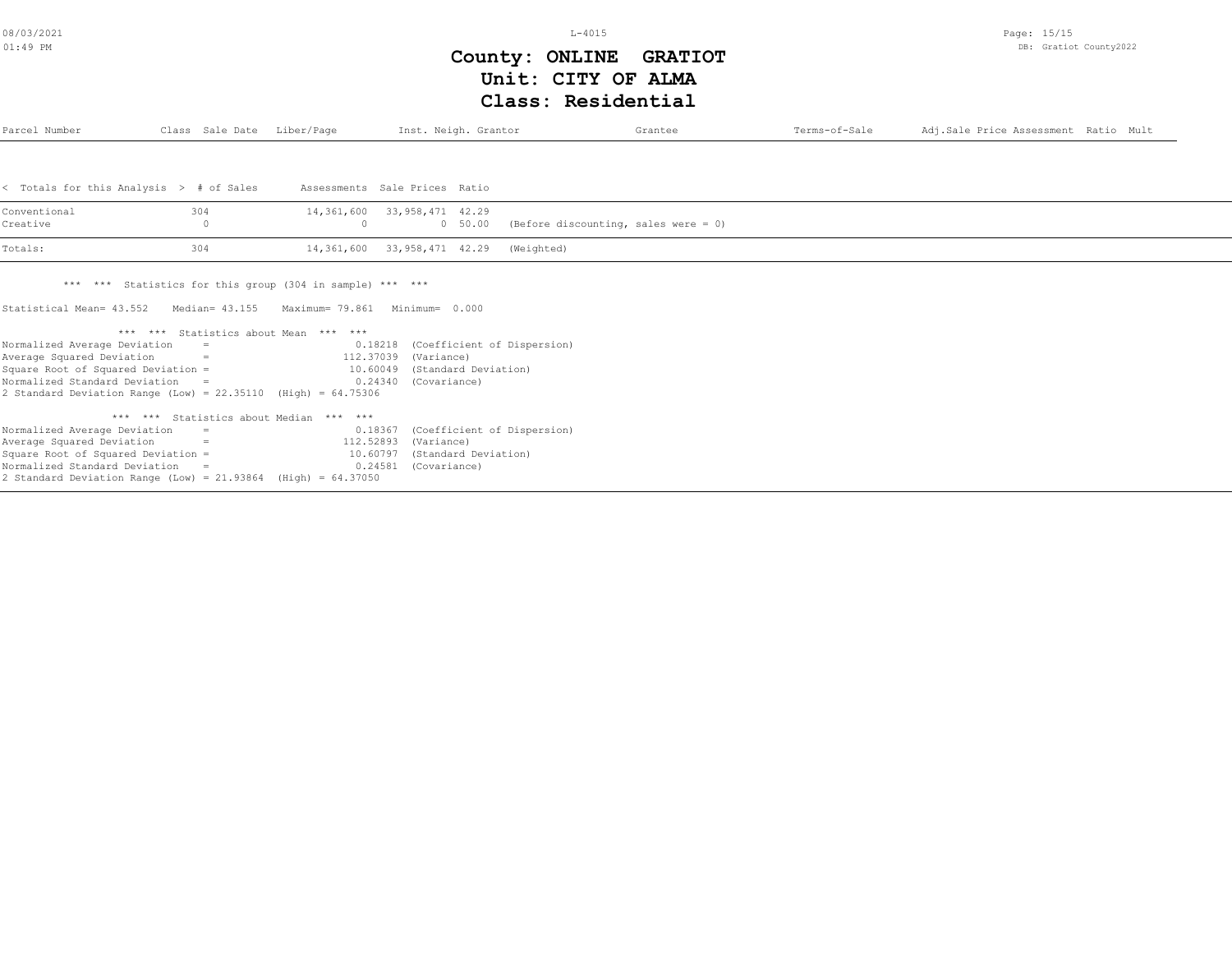## County: ONLINE GRATIOT
## Unit: CITY OF ALMA
## Class: Residential

| Parcel Number | Class | Sale Date | Liber/Page | Inst. | Neigh. | Grantor | Grantee | Terms-of-Sale | Adj.Sale Price | Assessment | Ratio | Mult |
|---|---|---|---|---|---|---|---|---|---|---|---|---|

| < Totals for this Analysis > | # of Sales | Assessments | Sale Prices | Ratio | |
|---|---|---|---|---|---|
| Conventional | 304 | 14,361,600 | 33,958,471 | 42.29 | |
| Creative | 0 | 0 | 0 | 50.00 | (Before discounting, sales were = 0) |
| Totals: | 304 | 14,361,600 | 33,958,471 | 42.29 | (Weighted) |

\*\*\* \*\*\* Statistics for this group (304 in sample) \*\*\* \*\*\*

Statistical Mean= 43.552 Median= 43.155 Maximum= 79.861 Minimum= 0.000

\*\*\* \*\*\* Statistics about Mean \*\*\* \*\*\*

| | | |
|---|---|---|
| Normalized Average Deviation = | 0.18218 | (Coefficient of Dispersion) |
| Average Squared Deviation = | 112.37039 | (Variance) |
| Square Root of Squared Deviation = | 10.60049 | (Standard Deviation) |
| Normalized Standard Deviation = | 0.24340 | (Covariance) |

2 Standard Deviation Range (Low) = 22.35110 (High) = 64.75306

\*\*\* \*\*\* Statistics about Median \*\*\* \*\*\*

| | | |
|---|---|---|
| Normalized Average Deviation = | 0.18367 | (Coefficient of Dispersion) |
| Average Squared Deviation = | 112.52893 | (Variance) |
| Square Root of Squared Deviation = | 10.60797 | (Standard Deviation) |
| Normalized Standard Deviation = | 0.24581 | (Covariance) |

2 Standard Deviation Range (Low) = 21.93864 (High) = 64.37050